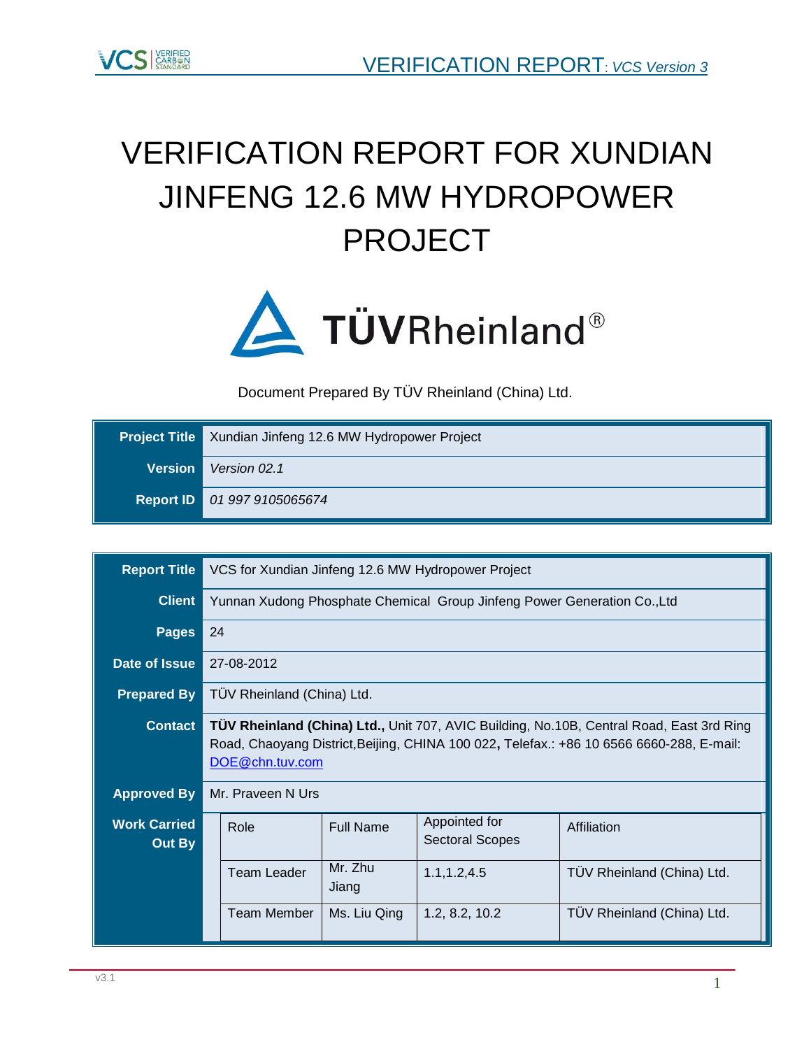# VERIFICATION REPORT FOR XUNDIAN JINFENG 12.6 MW HYDROPOWER PROJECT

Document Prepared By TÜV Rheinland (China) Ltd.

| | |
|---|---|
| **Project Title** | Xundian Jinfeng 12.6 MW Hydropower Project |
| **Version** | *Version 02.1* |
| **Report ID** | *01 997 9105065674* |

| | |
|---|---|
| **Report Title** | VCS for Xundian Jinfeng 12.6 MW Hydropower Project |
| **Client** | Yunnan Xudong Phosphate Chemical Group Jinfeng Power Generation Co.,Ltd |
| **Pages** | 24 |
| **Date of Issue** | 27-08-2012 |
| **Prepared By** | TÜV Rheinland (China) Ltd. |
| **Contact** | **TÜV Rheinland (China) Ltd.,** Unit 707, AVIC Building, No.10B, Central Road, East 3rd Ring Road, Chaoyang District,Beijing, CHINA 100 022**,** Telefax.: +86 10 6566 6660-288, E-mail: DOE@chn.tuv.com |
| **Approved By** | Mr. Praveen N Urs |

**Work Carried Out By**

| Role | Full Name | Appointed for Sectoral Scopes | Affiliation |
|---|---|---|---|
| Team Leader | Mr. Zhu Jiang | 1.1,1.2,4.5 | TÜV Rheinland (China) Ltd. |
| Team Member | Ms. Liu Qing | 1.2, 8.2, 10.2 | TÜV Rheinland (China) Ltd. |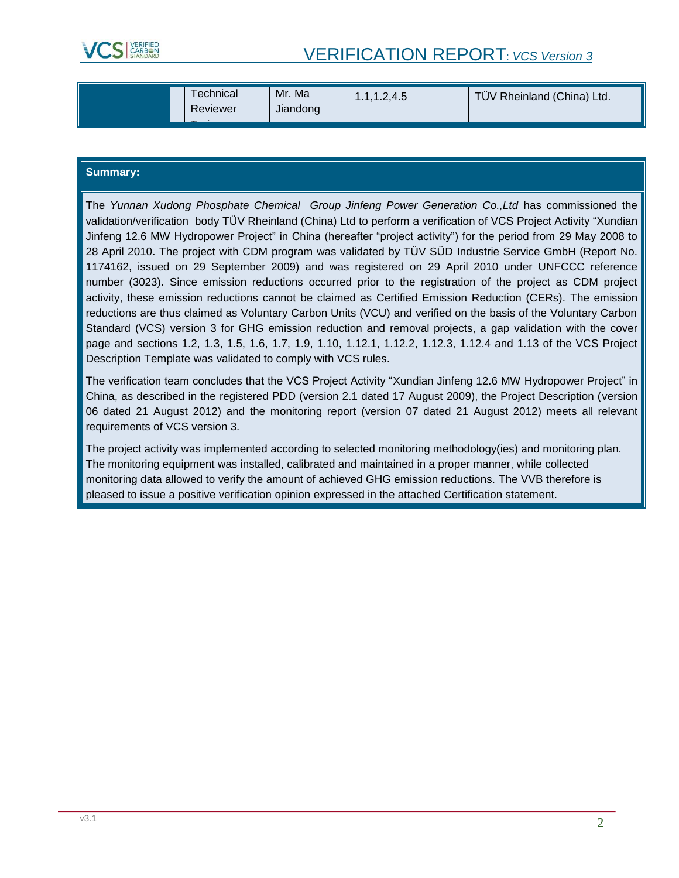|  | Technical Reviewer | Mr. Ma Jiandong | 1.1,1.2,4.5 | TÜV Rheinland (China) Ltd. |
|---|---|---|---|---|

**Summary:**

The *Yunnan Xudong Phosphate Chemical Group Jinfeng Power Generation Co.,Ltd* has commissioned the validation/verification body TÜV Rheinland (China) Ltd to perform a verification of VCS Project Activity "Xundian Jinfeng 12.6 MW Hydropower Project" in China (hereafter "project activity") for the period from 29 May 2008 to 28 April 2010. The project with CDM program was validated by TÜV SÜD Industrie Service GmbH (Report No. 1174162, issued on 29 September 2009) and was registered on 29 April 2010 under UNFCCC reference number (3023). Since emission reductions occurred prior to the registration of the project as CDM project activity, these emission reductions cannot be claimed as Certified Emission Reduction (CERs). The emission reductions are thus claimed as Voluntary Carbon Units (VCU) and verified on the basis of the Voluntary Carbon Standard (VCS) version 3 for GHG emission reduction and removal projects, a gap validation with the cover page and sections 1.2, 1.3, 1.5, 1.6, 1.7, 1.9, 1.10, 1.12.1, 1.12.2, 1.12.3, 1.12.4 and 1.13 of the VCS Project Description Template was validated to comply with VCS rules.

The verification team concludes that the VCS Project Activity "Xundian Jinfeng 12.6 MW Hydropower Project" in China, as described in the registered PDD (version 2.1 dated 17 August 2009), the Project Description (version 06 dated 21 August 2012) and the monitoring report (version 07 dated 21 August 2012) meets all relevant requirements of VCS version 3.

The project activity was implemented according to selected monitoring methodology(ies) and monitoring plan. The monitoring equipment was installed, calibrated and maintained in a proper manner, while collected monitoring data allowed to verify the amount of achieved GHG emission reductions. The VVB therefore is pleased to issue a positive verification opinion expressed in the attached Certification statement.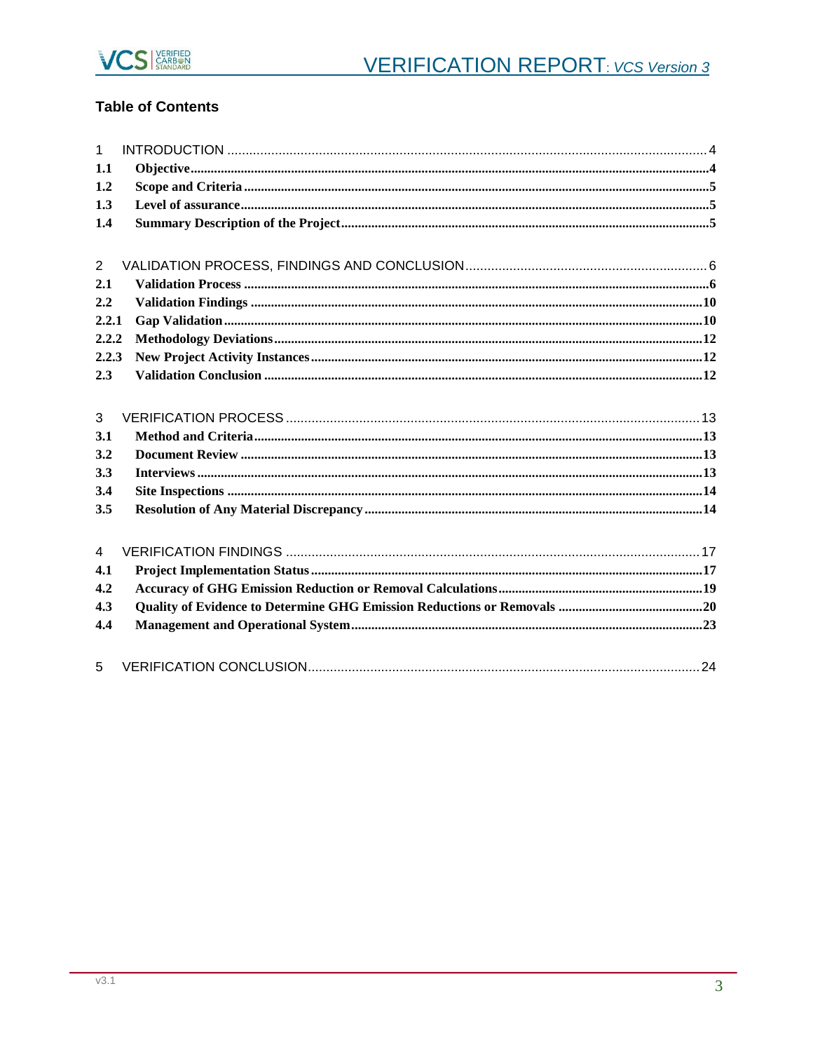## Table of Contents

1 INTRODUCTION ........................................................................................................... 4
1.1 Objective ................................................................................................................... 4
1.2 Scope and Criteria ..................................................................................................... 5
1.3 Level of assurance ..................................................................................................... 5
1.4 Summary Description of the Project ........................................................................... 5

2 VALIDATION PROCESS, FINDINGS AND CONCLUSION ................................................ 6
2.1 Validation Process ...................................................................................................... 6
2.2 Validation Findings .................................................................................................... 10
2.2.1 Gap Validation ........................................................................................................ 10
2.2.2 Methodology Deviations ......................................................................................... 12
2.2.3 New Project Activity Instances ............................................................................... 12
2.3 Validation Conclusion ................................................................................................ 12

3 VERIFICATION PROCESS .............................................................................................. 13
3.1 Method and Criteria ................................................................................................... 13
3.2 Document Review ...................................................................................................... 13
3.3 Interviews .................................................................................................................. 13
3.4 Site Inspections ......................................................................................................... 14
3.5 Resolution of Any Material Discrepancy ................................................................... 14

4 VERIFICATION FINDINGS ............................................................................................. 17
4.1 Project Implementation Status .................................................................................. 17
4.2 Accuracy of GHG Emission Reduction or Removal Calculations ............................... 19
4.3 Quality of Evidence to Determine GHG Emission Reductions or Removals .............. 20
4.4 Management and Operational System ...................................................................... 23

5 VERIFICATION CONCLUSION ........................................................................................ 24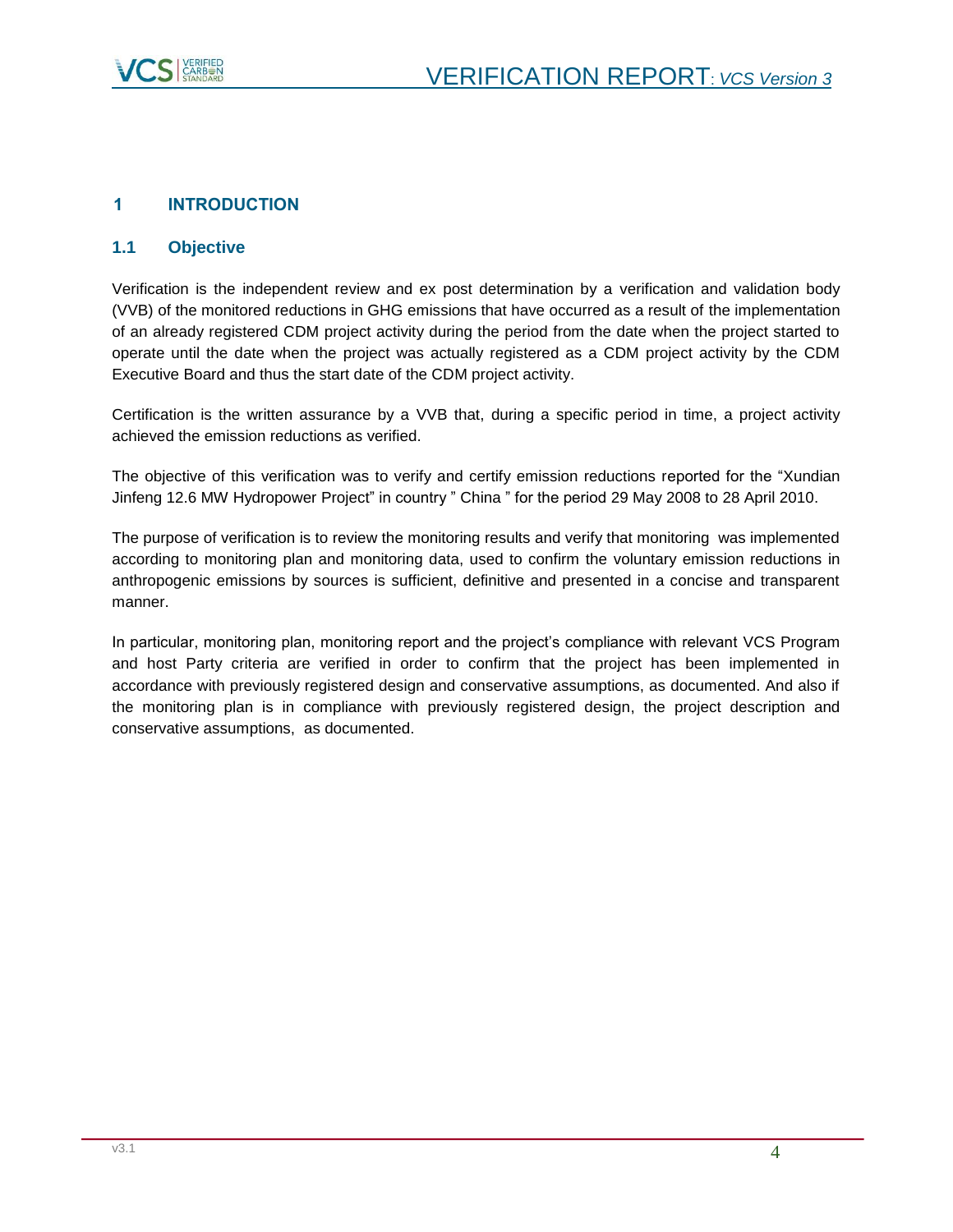# 1 INTRODUCTION

## 1.1 Objective

Verification is the independent review and ex post determination by a verification and validation body (VVB) of the monitored reductions in GHG emissions that have occurred as a result of the implementation of an already registered CDM project activity during the period from the date when the project started to operate until the date when the project was actually registered as a CDM project activity by the CDM Executive Board and thus the start date of the CDM project activity.

Certification is the written assurance by a VVB that, during a specific period in time, a project activity achieved the emission reductions as verified.

The objective of this verification was to verify and certify emission reductions reported for the "Xundian Jinfeng 12.6 MW Hydropower Project" in country " China " for the period 29 May 2008 to 28 April 2010.

The purpose of verification is to review the monitoring results and verify that monitoring was implemented according to monitoring plan and monitoring data, used to confirm the voluntary emission reductions in anthropogenic emissions by sources is sufficient, definitive and presented in a concise and transparent manner.

In particular, monitoring plan, monitoring report and the project's compliance with relevant VCS Program and host Party criteria are verified in order to confirm that the project has been implemented in accordance with previously registered design and conservative assumptions, as documented. And also if the monitoring plan is in compliance with previously registered design, the project description and conservative assumptions, as documented.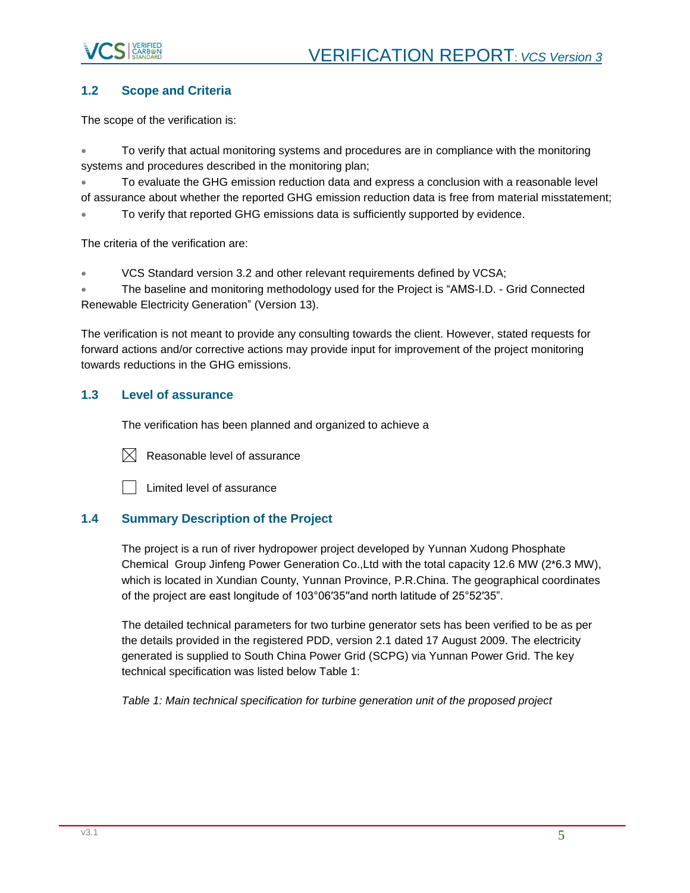## 1.2 Scope and Criteria

The scope of the verification is:

- To verify that actual monitoring systems and procedures are in compliance with the monitoring systems and procedures described in the monitoring plan;
- To evaluate the GHG emission reduction data and express a conclusion with a reasonable level of assurance about whether the reported GHG emission reduction data is free from material misstatement;
- To verify that reported GHG emissions data is sufficiently supported by evidence.

The criteria of the verification are:

- VCS Standard version 3.2 and other relevant requirements defined by VCSA;
- The baseline and monitoring methodology used for the Project is "AMS-I.D. - Grid Connected Renewable Electricity Generation" (Version 13).

The verification is not meant to provide any consulting towards the client. However, stated requests for forward actions and/or corrective actions may provide input for improvement of the project monitoring towards reductions in the GHG emissions.

## 1.3 Level of assurance

The verification has been planned and organized to achieve a

☒ Reasonable level of assurance

☐ Limited level of assurance

## 1.4 Summary Description of the Project

The project is a run of river hydropower project developed by Yunnan Xudong Phosphate Chemical Group Jinfeng Power Generation Co.,Ltd with the total capacity 12.6 MW (2*6.3 MW), which is located in Xundian County, Yunnan Province, P.R.China. The geographical coordinates of the project are east longitude of 103°06′35″and north latitude of 25°52′35".

The detailed technical parameters for two turbine generator sets has been verified to be as per the details provided in the registered PDD, version 2.1 dated 17 August 2009. The electricity generated is supplied to South China Power Grid (SCPG) via Yunnan Power Grid. The key technical specification was listed below Table 1:

*Table 1: Main technical specification for turbine generation unit of the proposed project*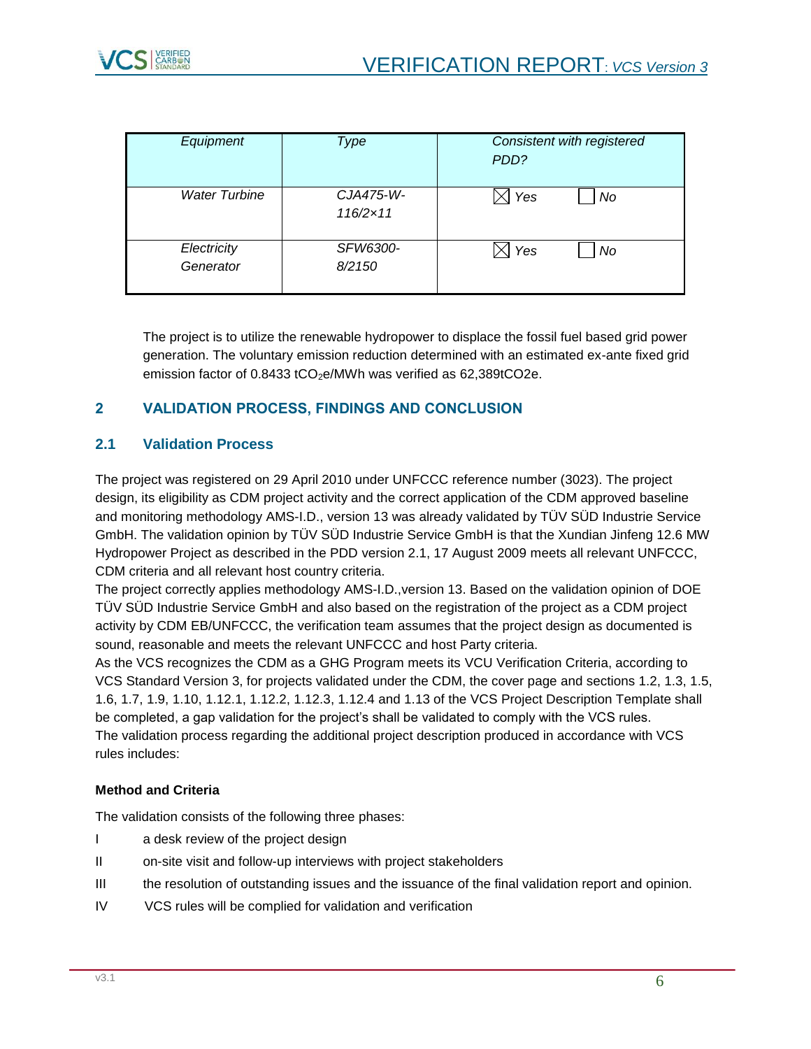| *Equipment* | *Type* | *Consistent with registered PDD?* |
| --- | --- | --- |
| *Water Turbine* | *CJA475-W-116/2×11* | ☒ *Yes* ☐ *No* |
| *Electricity Generator* | *SFW6300-8/2150* | ☒ *Yes* ☐ *No* |

The project is to utilize the renewable hydropower to displace the fossil fuel based grid power generation. The voluntary emission reduction determined with an estimated ex-ante fixed grid emission factor of 0.8433 $tCO_2e/MWh$ was verified as 62,389tCO2e.

## 2 VALIDATION PROCESS, FINDINGS AND CONCLUSION

### 2.1 Validation Process

The project was registered on 29 April 2010 under UNFCCC reference number (3023). The project design, its eligibility as CDM project activity and the correct application of the CDM approved baseline and monitoring methodology AMS-I.D., version 13 was already validated by TÜV SÜD Industrie Service GmbH. The validation opinion by TÜV SÜD Industrie Service GmbH is that the Xundian Jinfeng 12.6 MW Hydropower Project as described in the PDD version 2.1, 17 August 2009 meets all relevant UNFCCC, CDM criteria and all relevant host country criteria.

The project correctly applies methodology AMS-I.D.,version 13. Based on the validation opinion of DOE TÜV SÜD Industrie Service GmbH and also based on the registration of the project as a CDM project activity by CDM EB/UNFCCC, the verification team assumes that the project design as documented is sound, reasonable and meets the relevant UNFCCC and host Party criteria.

As the VCS recognizes the CDM as a GHG Program meets its VCU Verification Criteria, according to VCS Standard Version 3, for projects validated under the CDM, the cover page and sections 1.2, 1.3, 1.5, 1.6, 1.7, 1.9, 1.10, 1.12.1, 1.12.2, 1.12.3, 1.12.4 and 1.13 of the VCS Project Description Template shall be completed, a gap validation for the project's shall be validated to comply with the VCS rules.

The validation process regarding the additional project description produced in accordance with VCS rules includes:

**Method and Criteria**

The validation consists of the following three phases:

- I a desk review of the project design
- II on-site visit and follow-up interviews with project stakeholders
- III the resolution of outstanding issues and the issuance of the final validation report and opinion.
- IV VCS rules will be complied for validation and verification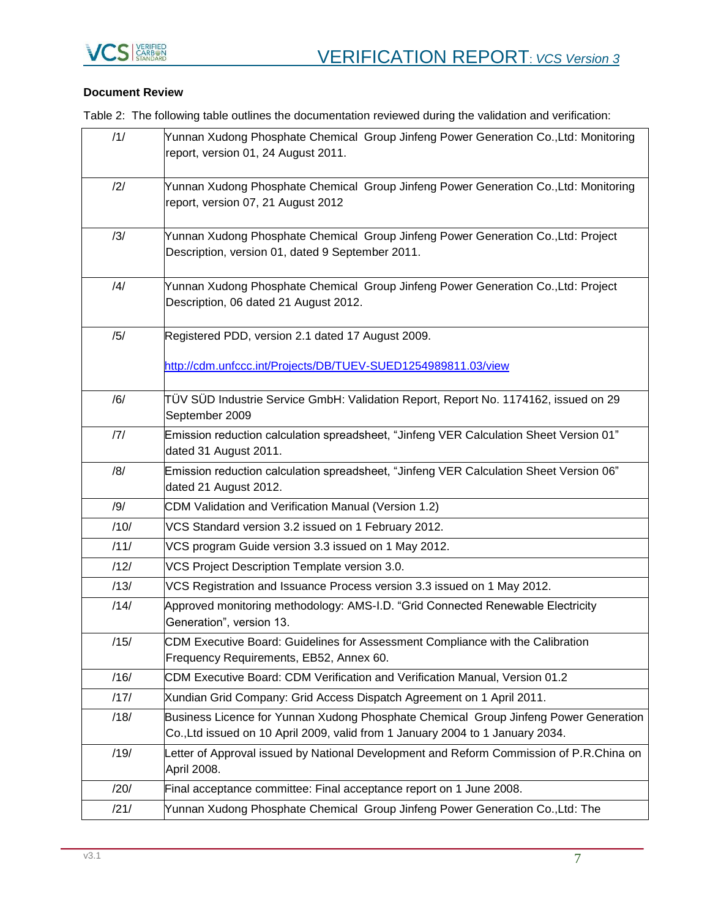**Document Review**

Table 2: The following table outlines the documentation reviewed during the validation and verification:

| | |
|---|---|
| /1/ | Yunnan Xudong Phosphate Chemical Group Jinfeng Power Generation Co.,Ltd: Monitoring report, version 01, 24 August 2011. |
| /2/ | Yunnan Xudong Phosphate Chemical Group Jinfeng Power Generation Co.,Ltd: Monitoring report, version 07, 21 August 2012 |
| /3/ | Yunnan Xudong Phosphate Chemical Group Jinfeng Power Generation Co.,Ltd: Project Description, version 01, dated 9 September 2011. |
| /4/ | Yunnan Xudong Phosphate Chemical Group Jinfeng Power Generation Co.,Ltd: Project Description, 06 dated 21 August 2012. |
| /5/ | Registered PDD, version 2.1 dated 17 August 2009. http://cdm.unfccc.int/Projects/DB/TUEV-SUED1254989811.03/view |
| /6/ | TÜV SÜD Industrie Service GmbH: Validation Report, Report No. 1174162, issued on 29 September 2009 |
| /7/ | Emission reduction calculation spreadsheet, "Jinfeng VER Calculation Sheet Version 01" dated 31 August 2011. |
| /8/ | Emission reduction calculation spreadsheet, "Jinfeng VER Calculation Sheet Version 06" dated 21 August 2012. |
| /9/ | CDM Validation and Verification Manual (Version 1.2) |
| /10/ | VCS Standard version 3.2 issued on 1 February 2012. |
| /11/ | VCS program Guide version 3.3 issued on 1 May 2012. |
| /12/ | VCS Project Description Template version 3.0. |
| /13/ | VCS Registration and Issuance Process version 3.3 issued on 1 May 2012. |
| /14/ | Approved monitoring methodology: AMS-I.D. "Grid Connected Renewable Electricity Generation", version 13. |
| /15/ | CDM Executive Board: Guidelines for Assessment Compliance with the Calibration Frequency Requirements, EB52, Annex 60. |
| /16/ | CDM Executive Board: CDM Verification and Verification Manual, Version 01.2 |
| /17/ | Xundian Grid Company: Grid Access Dispatch Agreement on 1 April 2011. |
| /18/ | Business Licence for Yunnan Xudong Phosphate Chemical Group Jinfeng Power Generation Co.,Ltd issued on 10 April 2009, valid from 1 January 2004 to 1 January 2034. |
| /19/ | Letter of Approval issued by National Development and Reform Commission of P.R.China on April 2008. |
| /20/ | Final acceptance committee: Final acceptance report on 1 June 2008. |
| /21/ | Yunnan Xudong Phosphate Chemical Group Jinfeng Power Generation Co.,Ltd: The |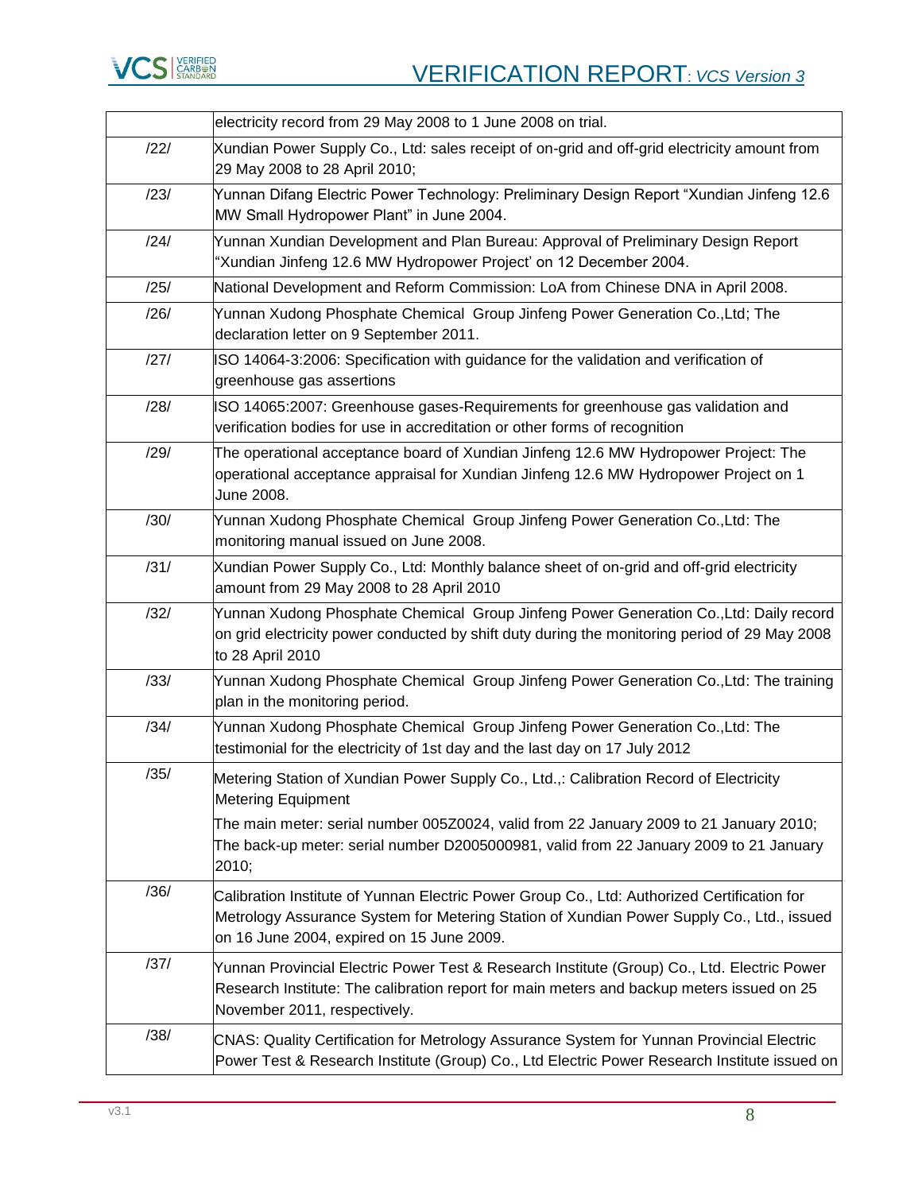| | |
|---|---|
| | electricity record from 29 May 2008 to 1 June 2008 on trial. |
| /22/ | Xundian Power Supply Co., Ltd: sales receipt of on-grid and off-grid electricity amount from 29 May 2008 to 28 April 2010; |
| /23/ | Yunnan Difang Electric Power Technology: Preliminary Design Report "Xundian Jinfeng 12.6 MW Small Hydropower Plant" in June 2004. |
| /24/ | Yunnan Xundian Development and Plan Bureau: Approval of Preliminary Design Report "Xundian Jinfeng 12.6 MW Hydropower Project' on 12 December 2004. |
| /25/ | National Development and Reform Commission: LoA from Chinese DNA in April 2008. |
| /26/ | Yunnan Xudong Phosphate Chemical Group Jinfeng Power Generation Co.,Ltd; The declaration letter on 9 September 2011. |
| /27/ | ISO 14064-3:2006: Specification with guidance for the validation and verification of greenhouse gas assertions |
| /28/ | ISO 14065:2007: Greenhouse gases-Requirements for greenhouse gas validation and verification bodies for use in accreditation or other forms of recognition |
| /29/ | The operational acceptance board of Xundian Jinfeng 12.6 MW Hydropower Project: The operational acceptance appraisal for Xundian Jinfeng 12.6 MW Hydropower Project on 1 June 2008. |
| /30/ | Yunnan Xudong Phosphate Chemical Group Jinfeng Power Generation Co.,Ltd: The monitoring manual issued on June 2008. |
| /31/ | Xundian Power Supply Co., Ltd: Monthly balance sheet of on-grid and off-grid electricity amount from 29 May 2008 to 28 April 2010 |
| /32/ | Yunnan Xudong Phosphate Chemical Group Jinfeng Power Generation Co.,Ltd: Daily record on grid electricity power conducted by shift duty during the monitoring period of 29 May 2008 to 28 April 2010 |
| /33/ | Yunnan Xudong Phosphate Chemical Group Jinfeng Power Generation Co.,Ltd: The training plan in the monitoring period. |
| /34/ | Yunnan Xudong Phosphate Chemical Group Jinfeng Power Generation Co.,Ltd: The testimonial for the electricity of 1st day and the last day on 17 July 2012 |
| /35/ | Metering Station of Xundian Power Supply Co., Ltd.,: Calibration Record of Electricity Metering Equipment<br><br>The main meter: serial number 005Z0024, valid from 22 January 2009 to 21 January 2010; The back-up meter: serial number D2005000981, valid from 22 January 2009 to 21 January 2010; |
| /36/ | Calibration Institute of Yunnan Electric Power Group Co., Ltd: Authorized Certification for Metrology Assurance System for Metering Station of Xundian Power Supply Co., Ltd., issued on 16 June 2004, expired on 15 June 2009. |
| /37/ | Yunnan Provincial Electric Power Test & Research Institute (Group) Co., Ltd. Electric Power Research Institute: The calibration report for main meters and backup meters issued on 25 November 2011, respectively. |
| /38/ | CNAS: Quality Certification for Metrology Assurance System for Yunnan Provincial Electric Power Test & Research Institute (Group) Co., Ltd Electric Power Research Institute issued on |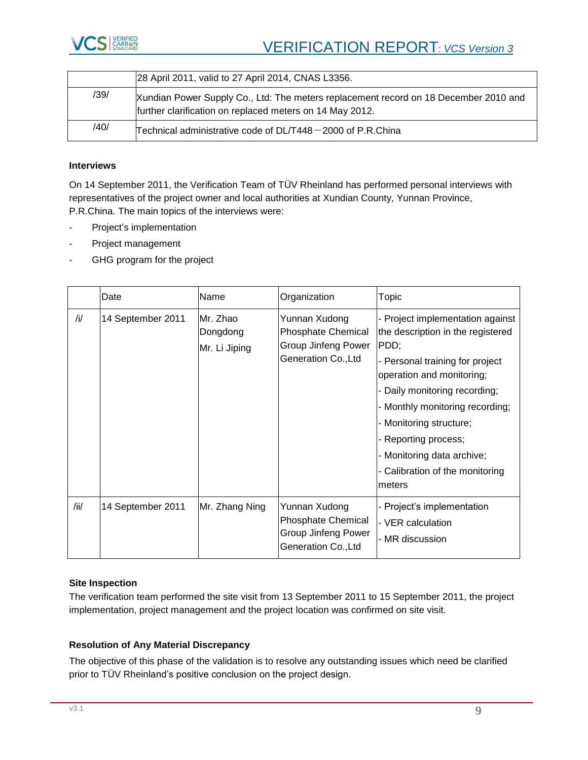| | 28 April 2011, valid to 27 April 2014, CNAS L3356. |
|---|---|
| /39/ | Xundian Power Supply Co., Ltd: The meters replacement record on 18 December 2010 and further clarification on replaced meters on 14 May 2012. |
| /40/ | Technical administrative code of DL/T448－2000 of P.R.China |

**Interviews**

On 14 September 2011, the Verification Team of TÜV Rheinland has performed personal interviews with representatives of the project owner and local authorities at Xundian County, Yunnan Province, P.R.China. The main topics of the interviews were:

- Project's implementation
- Project management
- GHG program for the project

| | Date | Name | Organization | Topic |
|---|---|---|---|---|
| /i/ | 14 September 2011 | Mr. Zhao Dongdong<br>Mr. Li Jiping | Yunnan Xudong Phosphate Chemical Group Jinfeng Power Generation Co.,Ltd | - Project implementation against the description in the registered PDD;<br>- Personal training for project operation and monitoring;<br>- Daily monitoring recording;<br>- Monthly monitoring recording;<br>- Monitoring structure;<br>- Reporting process;<br>- Monitoring data archive;<br>- Calibration of the monitoring meters |
| /ii/ | 14 September 2011 | Mr. Zhang Ning | Yunnan Xudong Phosphate Chemical Group Jinfeng Power Generation Co.,Ltd | - Project's implementation<br>- VER calculation<br>- MR discussion |

**Site Inspection**

The verification team performed the site visit from 13 September 2011 to 15 September 2011, the project implementation, project management and the project location was confirmed on site visit.

**Resolution of Any Material Discrepancy**

The objective of this phase of the validation is to resolve any outstanding issues which need be clarified prior to TÜV Rheinland's positive conclusion on the project design.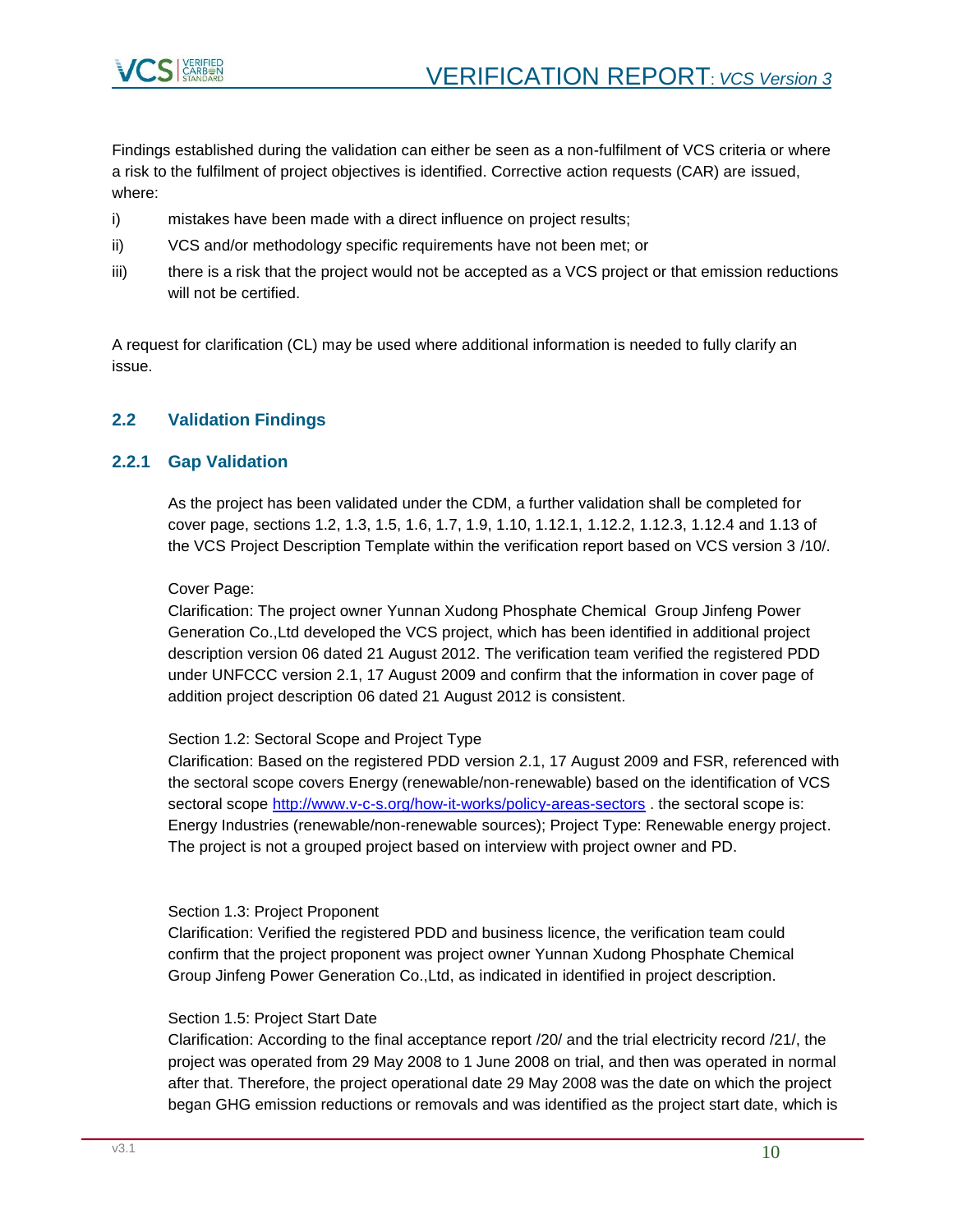Findings established during the validation can either be seen as a non-fulfilment of VCS criteria or where a risk to the fulfilment of project objectives is identified. Corrective action requests (CAR) are issued, where:

i) mistakes have been made with a direct influence on project results;

ii) VCS and/or methodology specific requirements have not been met; or

iii) there is a risk that the project would not be accepted as a VCS project or that emission reductions will not be certified.

A request for clarification (CL) may be used where additional information is needed to fully clarify an issue.

## 2.2 Validation Findings

### 2.2.1 Gap Validation

As the project has been validated under the CDM, a further validation shall be completed for cover page, sections 1.2, 1.3, 1.5, 1.6, 1.7, 1.9, 1.10, 1.12.1, 1.12.2, 1.12.3, 1.12.4 and 1.13 of the VCS Project Description Template within the verification report based on VCS version 3 /10/.

Cover Page:
Clarification: The project owner Yunnan Xudong Phosphate Chemical Group Jinfeng Power Generation Co.,Ltd developed the VCS project, which has been identified in additional project description version 06 dated 21 August 2012. The verification team verified the registered PDD under UNFCCC version 2.1, 17 August 2009 and confirm that the information in cover page of addition project description 06 dated 21 August 2012 is consistent.

Section 1.2: Sectoral Scope and Project Type
Clarification: Based on the registered PDD version 2.1, 17 August 2009 and FSR, referenced with the sectoral scope covers Energy (renewable/non-renewable) based on the identification of VCS sectoral scope http://www.v-c-s.org/how-it-works/policy-areas-sectors . the sectoral scope is: Energy Industries (renewable/non-renewable sources); Project Type: Renewable energy project. The project is not a grouped project based on interview with project owner and PD.

Section 1.3: Project Proponent
Clarification: Verified the registered PDD and business licence, the verification team could confirm that the project proponent was project owner Yunnan Xudong Phosphate Chemical Group Jinfeng Power Generation Co.,Ltd, as indicated in identified in project description.

Section 1.5: Project Start Date
Clarification: According to the final acceptance report /20/ and the trial electricity record /21/, the project was operated from 29 May 2008 to 1 June 2008 on trial, and then was operated in normal after that. Therefore, the project operational date 29 May 2008 was the date on which the project began GHG emission reductions or removals and was identified as the project start date, which is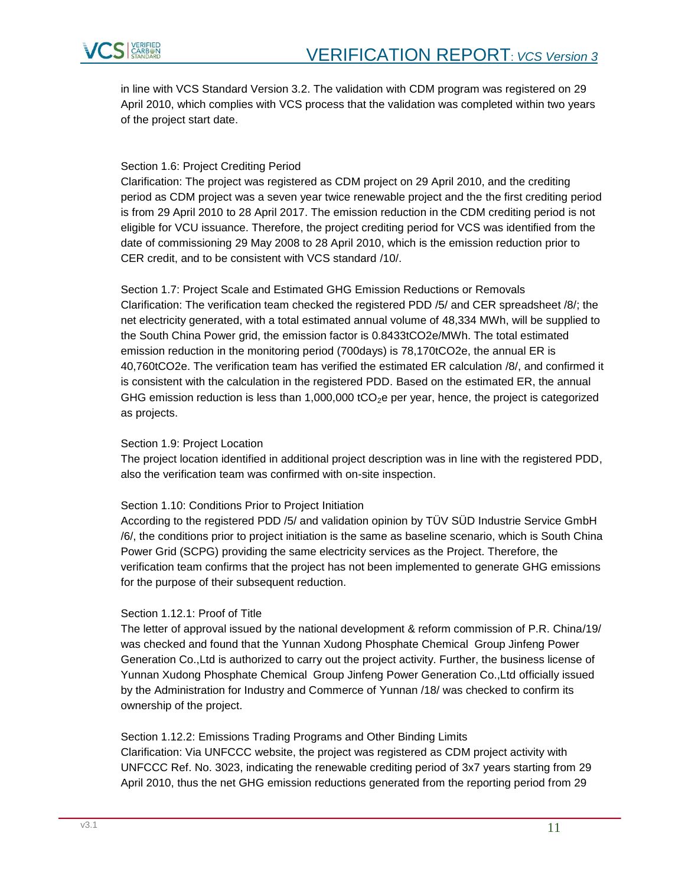in line with VCS Standard Version 3.2. The validation with CDM program was registered on 29 April 2010, which complies with VCS process that the validation was completed within two years of the project start date.

Section 1.6: Project Crediting Period

Clarification: The project was registered as CDM project on 29 April 2010, and the crediting period as CDM project was a seven year twice renewable project and the the first crediting period is from 29 April 2010 to 28 April 2017. The emission reduction in the CDM crediting period is not eligible for VCU issuance. Therefore, the project crediting period for VCS was identified from the date of commissioning 29 May 2008 to 28 April 2010, which is the emission reduction prior to CER credit, and to be consistent with VCS standard /10/.

Section 1.7: Project Scale and Estimated GHG Emission Reductions or Removals

Clarification: The verification team checked the registered PDD /5/ and CER spreadsheet /8/; the net electricity generated, with a total estimated annual volume of 48,334 MWh, will be supplied to the South China Power grid, the emission factor is 0.8433tCO2e/MWh. The total estimated emission reduction in the monitoring period (700days) is 78,170tCO2e, the annual ER is 40,760tCO2e. The verification team has verified the estimated ER calculation /8/, and confirmed it is consistent with the calculation in the registered PDD. Based on the estimated ER, the annual GHG emission reduction is less than 1,000,000 $tCO_2e$ per year, hence, the project is categorized as projects.

Section 1.9: Project Location

The project location identified in additional project description was in line with the registered PDD, also the verification team was confirmed with on-site inspection.

Section 1.10: Conditions Prior to Project Initiation

According to the registered PDD /5/ and validation opinion by TÜV SÜD Industrie Service GmbH /6/, the conditions prior to project initiation is the same as baseline scenario, which is South China Power Grid (SCPG) providing the same electricity services as the Project. Therefore, the verification team confirms that the project has not been implemented to generate GHG emissions for the purpose of their subsequent reduction.

Section 1.12.1: Proof of Title

The letter of approval issued by the national development & reform commission of P.R. China/19/ was checked and found that the Yunnan Xudong Phosphate Chemical Group Jinfeng Power Generation Co.,Ltd is authorized to carry out the project activity. Further, the business license of Yunnan Xudong Phosphate Chemical Group Jinfeng Power Generation Co.,Ltd officially issued by the Administration for Industry and Commerce of Yunnan /18/ was checked to confirm its ownership of the project.

Section 1.12.2: Emissions Trading Programs and Other Binding Limits

Clarification: Via UNFCCC website, the project was registered as CDM project activity with UNFCCC Ref. No. 3023, indicating the renewable crediting period of 3x7 years starting from 29 April 2010, thus the net GHG emission reductions generated from the reporting period from 29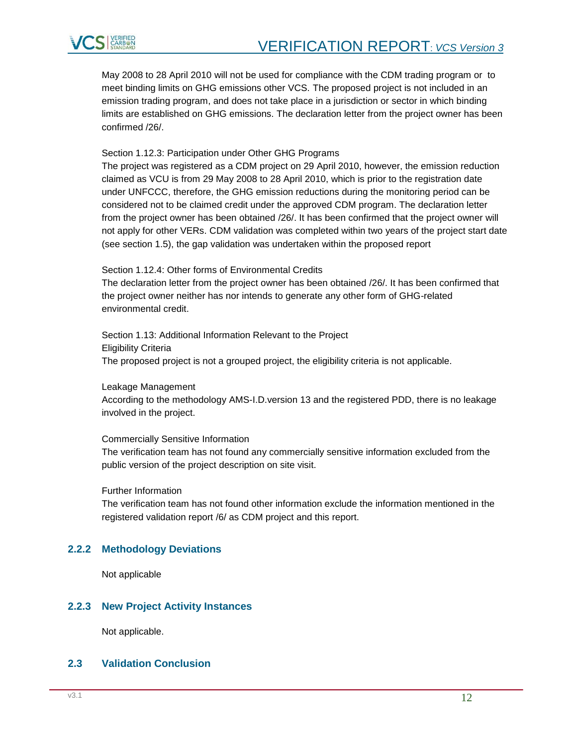May 2008 to 28 April 2010 will not be used for compliance with the CDM trading program or to meet binding limits on GHG emissions other VCS. The proposed project is not included in an emission trading program, and does not take place in a jurisdiction or sector in which binding limits are established on GHG emissions. The declaration letter from the project owner has been confirmed /26/.

Section 1.12.3: Participation under Other GHG Programs

The project was registered as a CDM project on 29 April 2010, however, the emission reduction claimed as VCU is from 29 May 2008 to 28 April 2010, which is prior to the registration date under UNFCCC, therefore, the GHG emission reductions during the monitoring period can be considered not to be claimed credit under the approved CDM program. The declaration letter from the project owner has been obtained /26/. It has been confirmed that the project owner will not apply for other VERs. CDM validation was completed within two years of the project start date (see section 1.5), the gap validation was undertaken within the proposed report

Section 1.12.4: Other forms of Environmental Credits

The declaration letter from the project owner has been obtained /26/. It has been confirmed that the project owner neither has nor intends to generate any other form of GHG-related environmental credit.

Section 1.13: Additional Information Relevant to the Project

Eligibility Criteria

The proposed project is not a grouped project, the eligibility criteria is not applicable.

Leakage Management

According to the methodology AMS-I.D.version 13 and the registered PDD, there is no leakage involved in the project.

Commercially Sensitive Information

The verification team has not found any commercially sensitive information excluded from the public version of the project description on site visit.

Further Information

The verification team has not found other information exclude the information mentioned in the registered validation report /6/ as CDM project and this report.

### 2.2.2 Methodology Deviations

Not applicable

### 2.2.3 New Project Activity Instances

Not applicable.

## 2.3 Validation Conclusion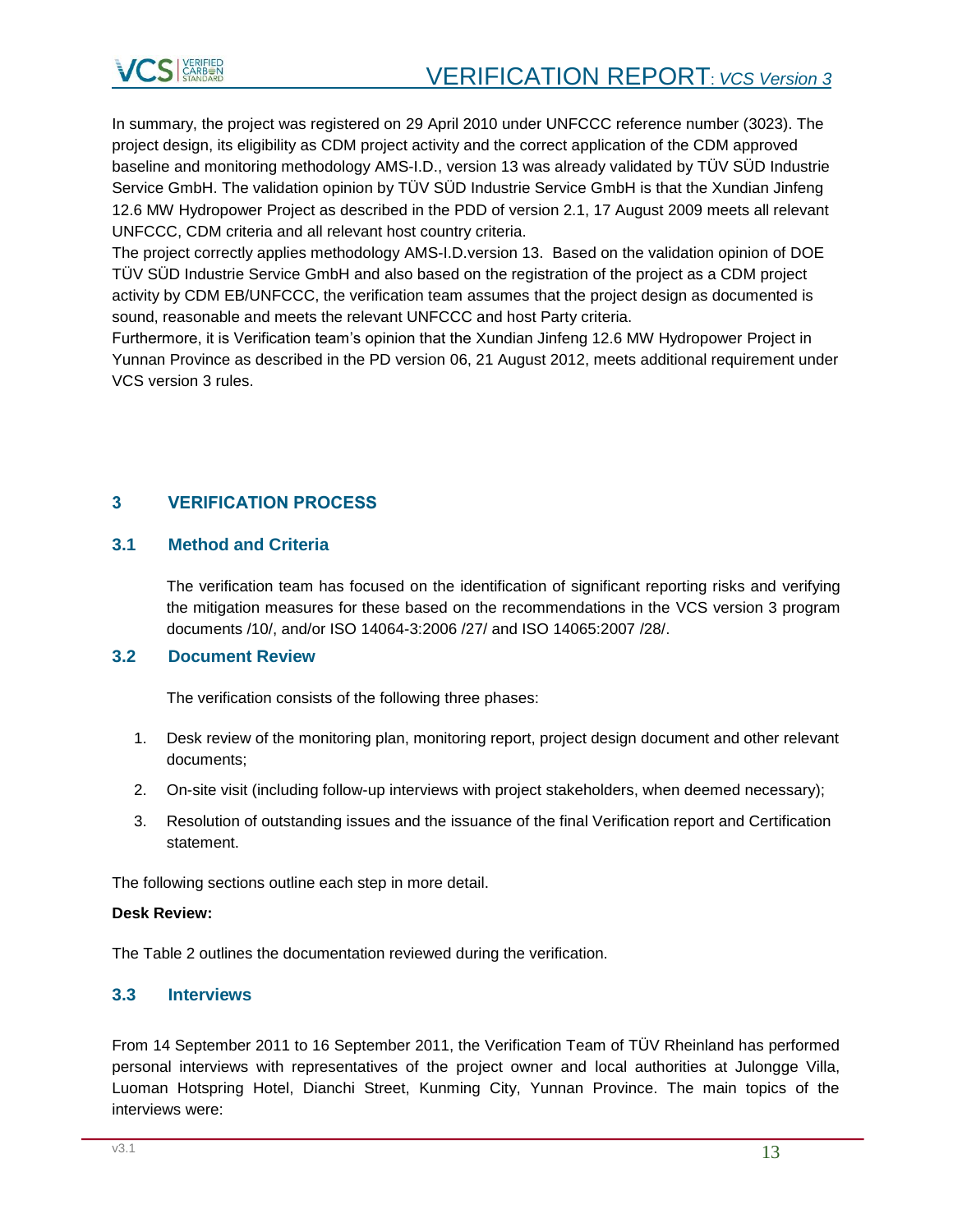In summary, the project was registered on 29 April 2010 under UNFCCC reference number (3023). The project design, its eligibility as CDM project activity and the correct application of the CDM approved baseline and monitoring methodology AMS-I.D., version 13 was already validated by TÜV SÜD Industrie Service GmbH. The validation opinion by TÜV SÜD Industrie Service GmbH is that the Xundian Jinfeng 12.6 MW Hydropower Project as described in the PDD of version 2.1, 17 August 2009 meets all relevant UNFCCC, CDM criteria and all relevant host country criteria.

The project correctly applies methodology AMS-I.D.version 13. Based on the validation opinion of DOE TÜV SÜD Industrie Service GmbH and also based on the registration of the project as a CDM project activity by CDM EB/UNFCCC, the verification team assumes that the project design as documented is sound, reasonable and meets the relevant UNFCCC and host Party criteria.

Furthermore, it is Verification team's opinion that the Xundian Jinfeng 12.6 MW Hydropower Project in Yunnan Province as described in the PD version 06, 21 August 2012, meets additional requirement under VCS version 3 rules.

# 3 VERIFICATION PROCESS

## 3.1 Method and Criteria

The verification team has focused on the identification of significant reporting risks and verifying the mitigation measures for these based on the recommendations in the VCS version 3 program documents /10/, and/or ISO 14064-3:2006 /27/ and ISO 14065:2007 /28/.

## 3.2 Document Review

The verification consists of the following three phases:

1. Desk review of the monitoring plan, monitoring report, project design document and other relevant documents;
2. On-site visit (including follow-up interviews with project stakeholders, when deemed necessary);
3. Resolution of outstanding issues and the issuance of the final Verification report and Certification statement.

The following sections outline each step in more detail.

**Desk Review:**

The Table 2 outlines the documentation reviewed during the verification.

## 3.3 Interviews

From 14 September 2011 to 16 September 2011, the Verification Team of TÜV Rheinland has performed personal interviews with representatives of the project owner and local authorities at Julongge Villa, Luoman Hotspring Hotel, Dianchi Street, Kunming City, Yunnan Province. The main topics of the interviews were: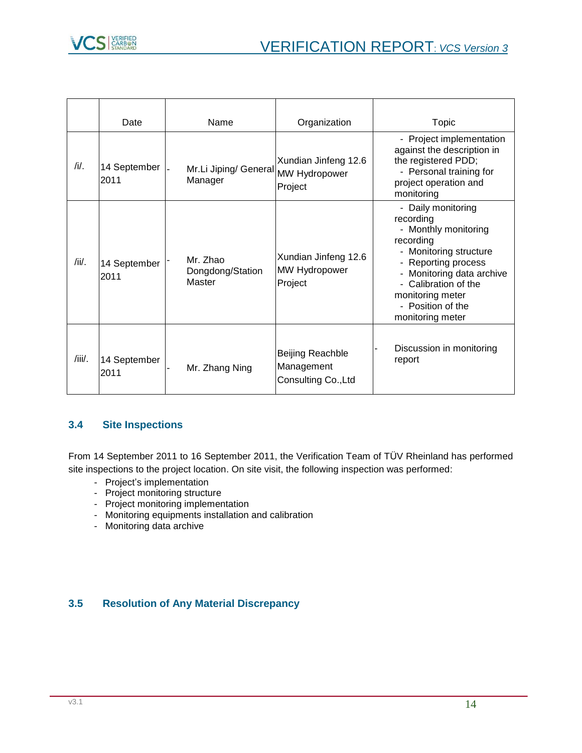| | Date | Name | Organization | Topic |
|---|---|---|---|---|
| /i/. | 14 September 2011 | - Mr.Li Jiping/ General Manager | Xundian Jinfeng 12.6 MW Hydropower Project | - Project implementation against the description in the registered PDD;<br>- Personal training for project operation and monitoring |
| /ii/. | 14 September 2011 | - Mr. Zhao Dongdong/Station Master | Xundian Jinfeng 12.6 MW Hydropower Project | - Daily monitoring recording<br>- Monthly monitoring recording<br>- Monitoring structure<br>- Reporting process<br>- Monitoring data archive<br>- Calibration of the monitoring meter<br>- Position of the monitoring meter |
| /iii/. | 14 September 2011 | - Mr. Zhang Ning | Beijing Reachble Management Consulting Co.,Ltd | - Discussion in monitoring report |

### 3.4 Site Inspections

From 14 September 2011 to 16 September 2011, the Verification Team of TÜV Rheinland has performed site inspections to the project location. On site visit, the following inspection was performed:

- Project's implementation
- Project monitoring structure
- Project monitoring implementation
- Monitoring equipments installation and calibration
- Monitoring data archive

### 3.5 Resolution of Any Material Discrepancy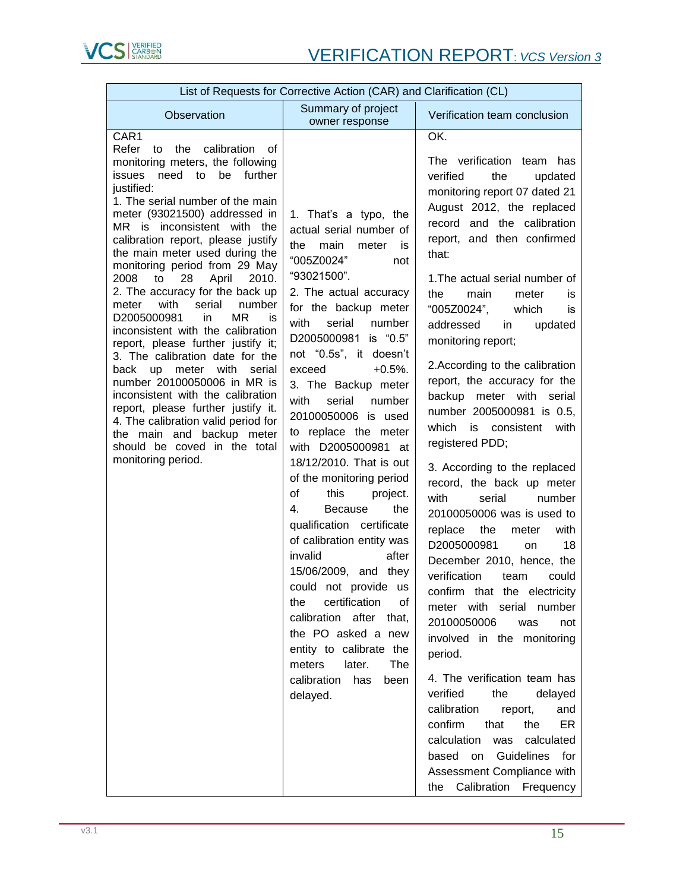| List of Requests for Corrective Action (CAR) and Clarification (CL) | | |
|---|---|---|
| Observation | Summary of project owner response | Verification team conclusion |
| CAR1<br>Refer to the calibration of monitoring meters, the following issues need to be further justified:<br>1. The serial number of the main meter (93021500) addressed in MR is inconsistent with the calibration report, please justify the main meter used during the monitoring period from 29 May 2008 to 28 April 2010.<br>2. The accuracy for the back up meter with serial number D2005000981 in MR is inconsistent with the calibration report, please further justify it;<br>3. The calibration date for the back up meter with serial number 20100050006 in MR is inconsistent with the calibration report, please further justify it.<br>4. The calibration valid period for the main and backup meter should be coved in the total monitoring period. | 1. That's a typo, the actual serial number of the main meter is "005Z0024" not "93021500".<br>2. The actual accuracy for the backup meter with serial number D2005000981 is "0.5" not "0.5s", it doesn't exceed +0.5%.<br>3. The Backup meter with serial number 20100050006 is used to replace the meter with D2005000981 at 18/12/2010. That is out of the monitoring period of this project.<br>4. Because the qualification certificate of calibration entity was invalid after 15/06/2009, and they could not provide us the certification of calibration after that, the PO asked a new entity to calibrate the meters later. The calibration has been delayed. | OK.<br><br>The verification team has verified the updated monitoring report 07 dated 21 August 2012, the replaced record and the calibration report, and then confirmed that:<br><br>1.The actual serial number of the main meter is "005Z0024", which is addressed in updated monitoring report;<br><br>2.According to the calibration report, the accuracy for the backup meter with serial number 2005000981 is 0.5, which is consistent with registered PDD;<br><br>3. According to the replaced record, the back up meter with serial number 20100050006 was is used to replace the meter with D2005000981 on 18 December 2010, hence, the verification team could confirm that the electricity meter with serial number 20100050006 was not involved in the monitoring period.<br><br>4. The verification team has verified the delayed calibration report, and confirm that the ER calculation was calculated based on Guidelines for Assessment Compliance with the Calibration Frequency |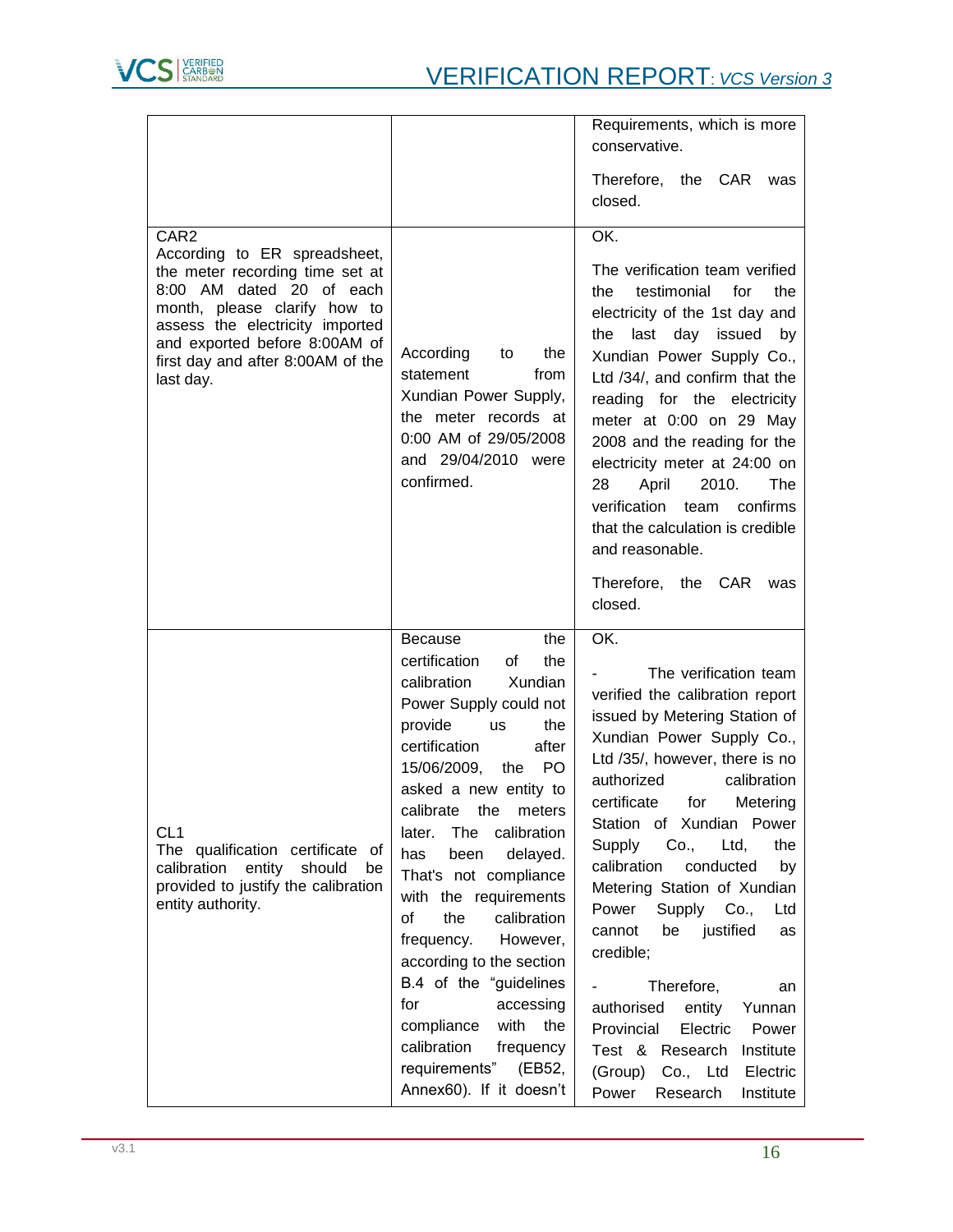| | | |
|---|---|---|
| | | Requirements, which is more conservative.<br><br>Therefore, the CAR was closed. |
| CAR2<br>According to ER spreadsheet, the meter recording time set at 8:00 AM dated 20 of each month, please clarify how to assess the electricity imported and exported before 8:00AM of first day and after 8:00AM of the last day. | According to the statement from Xundian Power Supply, the meter records at 0:00 AM of 29/05/2008 and 29/04/2010 were confirmed. | OK.<br><br>The verification team verified the testimonial for the electricity of the 1st day and the last day issued by Xundian Power Supply Co., Ltd /34/, and confirm that the reading for the electricity meter at 0:00 on 29 May 2008 and the reading for the electricity meter at 24:00 on 28 April 2010. The verification team confirms that the calculation is credible and reasonable.<br><br>Therefore, the CAR was closed. |
| CL1<br>The qualification certificate of calibration entity should be provided to justify the calibration entity authority. | Because the certification of the calibration Xundian Power Supply could not provide us the certification after 15/06/2009, the PO asked a new entity to calibrate the meters later. The calibration has been delayed. That's not compliance with the requirements of the calibration frequency. However, according to the section B.4 of the "guidelines for accessing compliance with the calibration frequency requirements" (EB52, Annex60). If it doesn't | OK.<br><br>- The verification team verified the calibration report issued by Metering Station of Xundian Power Supply Co., Ltd /35/, however, there is no authorized calibration certificate for Metering Station of Xundian Power Supply Co., Ltd, the calibration conducted by Metering Station of Xundian Power Supply Co., Ltd cannot be justified as credible;<br><br>- Therefore, an authorised entity Yunnan Provincial Electric Power Test & Research Institute (Group) Co., Ltd Electric Power Research Institute |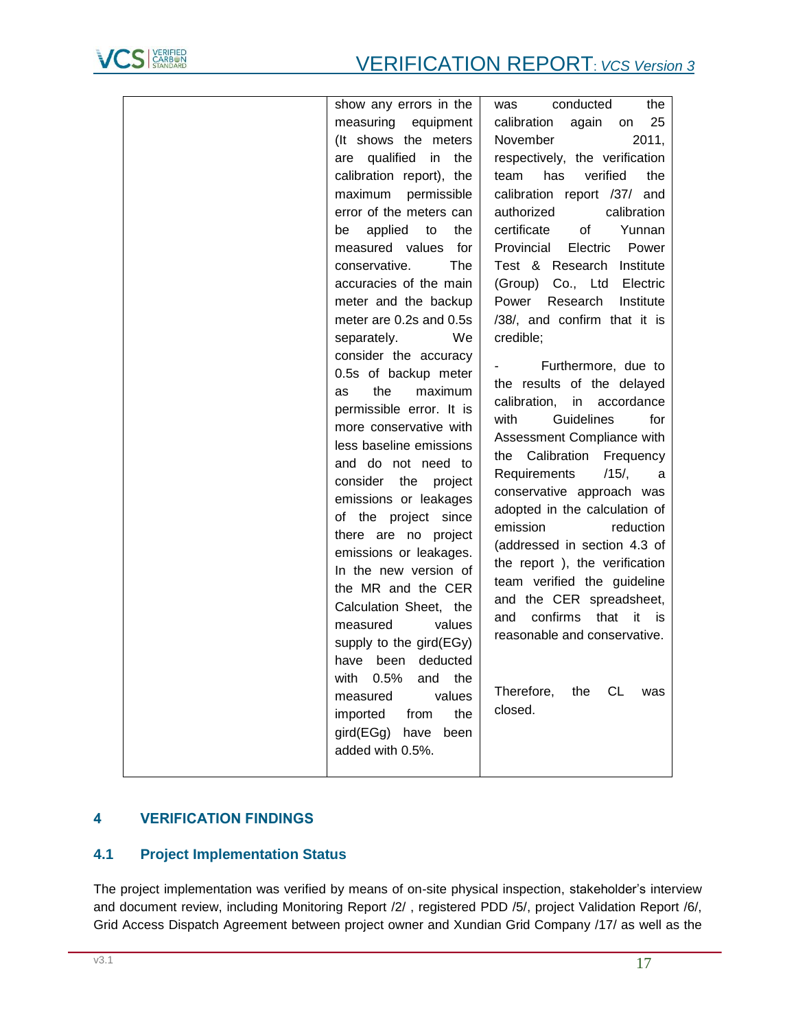| | | |
|---|---|---|
| | show any errors in the measuring equipment (It shows the meters are qualified in the calibration report), the maximum permissible error of the meters can be applied to the measured values for conservative. The accuracies of the main meter and the backup meter are 0.2s and 0.5s separately. We consider the accuracy 0.5s of backup meter as the maximum permissible error. It is more conservative with less baseline emissions and do not need to consider the project emissions or leakages of the project since there are no project emissions or leakages. In the new version of the MR and the CER Calculation Sheet, the measured values supply to the gird(EGy) have been deducted with 0.5% and the measured values imported from the gird(EGg) have been added with 0.5%. | was conducted the calibration again on 25 November 2011, respectively, the verification team has verified the calibration report /37/ and authorized calibration certificate of Yunnan Provincial Electric Power Test & Research Institute (Group) Co., Ltd Electric Power Research Institute /38/, and confirm that it is credible;<br><br>- Furthermore, due to the results of the delayed calibration, in accordance with Guidelines for Assessment Compliance with the Calibration Frequency Requirements /15/, a conservative approach was adopted in the calculation of emission reduction (addressed in section 4.3 of the report ), the verification team verified the guideline and the CER spreadsheet, and confirms that it is reasonable and conservative.<br><br>Therefore, the CL was closed. |

## 4 VERIFICATION FINDINGS

### 4.1 Project Implementation Status

The project implementation was verified by means of on-site physical inspection, stakeholder's interview and document review, including Monitoring Report /2/ , registered PDD /5/, project Validation Report /6/, Grid Access Dispatch Agreement between project owner and Xundian Grid Company /17/ as well as the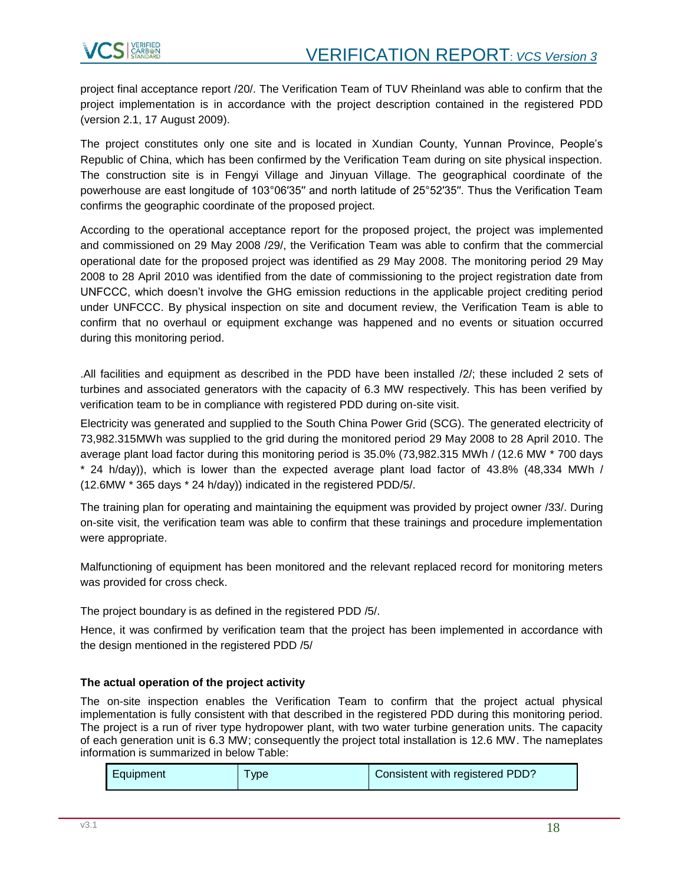project final acceptance report /20/. The Verification Team of TUV Rheinland was able to confirm that the project implementation is in accordance with the project description contained in the registered PDD (version 2.1, 17 August 2009).

The project constitutes only one site and is located in Xundian County, Yunnan Province, People's Republic of China, which has been confirmed by the Verification Team during on site physical inspection. The construction site is in Fengyi Village and Jinyuan Village. The geographical coordinate of the powerhouse are east longitude of 103°06′35″ and north latitude of 25°52′35″. Thus the Verification Team confirms the geographic coordinate of the proposed project.

According to the operational acceptance report for the proposed project, the project was implemented and commissioned on 29 May 2008 /29/, the Verification Team was able to confirm that the commercial operational date for the proposed project was identified as 29 May 2008. The monitoring period 29 May 2008 to 28 April 2010 was identified from the date of commissioning to the project registration date from UNFCCC, which doesn't involve the GHG emission reductions in the applicable project crediting period under UNFCCC. By physical inspection on site and document review, the Verification Team is able to confirm that no overhaul or equipment exchange was happened and no events or situation occurred during this monitoring period.

.All facilities and equipment as described in the PDD have been installed /2/; these included 2 sets of turbines and associated generators with the capacity of 6.3 MW respectively. This has been verified by verification team to be in compliance with registered PDD during on-site visit.

Electricity was generated and supplied to the South China Power Grid (SCG). The generated electricity of 73,982.315MWh was supplied to the grid during the monitored period 29 May 2008 to 28 April 2010. The average plant load factor during this monitoring period is 35.0% (73,982.315 MWh / (12.6 MW * 700 days * 24 h/day)), which is lower than the expected average plant load factor of 43.8% (48,334 MWh / (12.6MW * 365 days * 24 h/day)) indicated in the registered PDD/5/.

The training plan for operating and maintaining the equipment was provided by project owner /33/. During on-site visit, the verification team was able to confirm that these trainings and procedure implementation were appropriate.

Malfunctioning of equipment has been monitored and the relevant replaced record for monitoring meters was provided for cross check.

The project boundary is as defined in the registered PDD /5/.

Hence, it was confirmed by verification team that the project has been implemented in accordance with the design mentioned in the registered PDD /5/

**The actual operation of the project activity**

The on-site inspection enables the Verification Team to confirm that the project actual physical implementation is fully consistent with that described in the registered PDD during this monitoring period. The project is a run of river type hydropower plant, with two water turbine generation units. The capacity of each generation unit is 6.3 MW; consequently the project total installation is 12.6 MW. The nameplates information is summarized in below Table:

| Equipment | Type | Consistent with registered PDD? |
|---|---|---|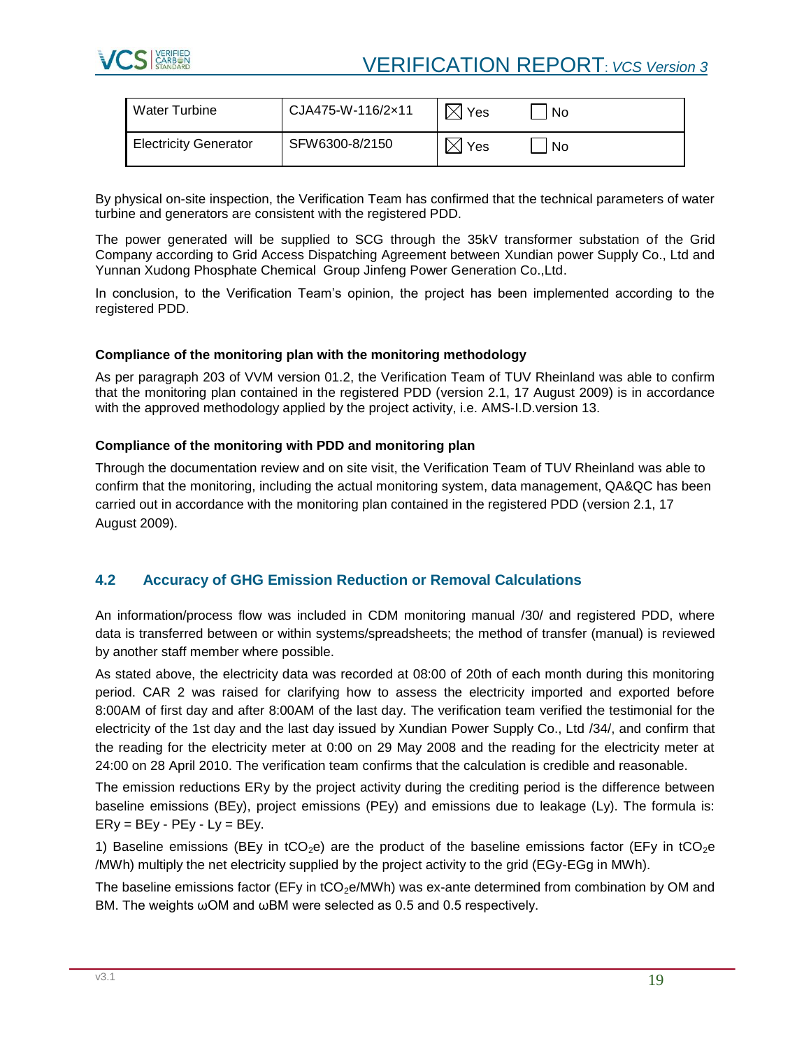| Water Turbine | CJA475-W-116/2×11 | ☒ Yes ☐ No |
|---|---|---|
| Electricity Generator | SFW6300-8/2150 | ☒ Yes ☐ No |

By physical on-site inspection, the Verification Team has confirmed that the technical parameters of water turbine and generators are consistent with the registered PDD.

The power generated will be supplied to SCG through the 35kV transformer substation of the Grid Company according to Grid Access Dispatching Agreement between Xundian power Supply Co., Ltd and Yunnan Xudong Phosphate Chemical Group Jinfeng Power Generation Co.,Ltd.

In conclusion, to the Verification Team's opinion, the project has been implemented according to the registered PDD.

**Compliance of the monitoring plan with the monitoring methodology**

As per paragraph 203 of VVM version 01.2, the Verification Team of TUV Rheinland was able to confirm that the monitoring plan contained in the registered PDD (version 2.1, 17 August 2009) is in accordance with the approved methodology applied by the project activity, i.e. AMS-I.D.version 13.

**Compliance of the monitoring with PDD and monitoring plan**

Through the documentation review and on site visit, the Verification Team of TUV Rheinland was able to confirm that the monitoring, including the actual monitoring system, data management, QA&QC has been carried out in accordance with the monitoring plan contained in the registered PDD (version 2.1, 17 August 2009).

## 4.2 Accuracy of GHG Emission Reduction or Removal Calculations

An information/process flow was included in CDM monitoring manual /30/ and registered PDD, where data is transferred between or within systems/spreadsheets; the method of transfer (manual) is reviewed by another staff member where possible.

As stated above, the electricity data was recorded at 08:00 of 20th of each month during this monitoring period. CAR 2 was raised for clarifying how to assess the electricity imported and exported before 8:00AM of first day and after 8:00AM of the last day. The verification team verified the testimonial for the electricity of the 1st day and the last day issued by Xundian Power Supply Co., Ltd /34/, and confirm that the reading for the electricity meter at 0:00 on 29 May 2008 and the reading for the electricity meter at 24:00 on 28 April 2010. The verification team confirms that the calculation is credible and reasonable.

The emission reductions ERy by the project activity during the crediting period is the difference between baseline emissions (BEy), project emissions (PEy) and emissions due to leakage (Ly). The formula is: ERy = BEy - PEy - Ly = BEy.

1) Baseline emissions (BEy in $tCO_2e$) are the product of the baseline emissions factor (EFy in $tCO_2e$ /MWh) multiply the net electricity supplied by the project activity to the grid (EGy-EGg in MWh).

The baseline emissions factor (EFy in $tCO_2e$/MWh) was ex-ante determined from combination by OM and BM. The weights ωOM and ωBM were selected as 0.5 and 0.5 respectively.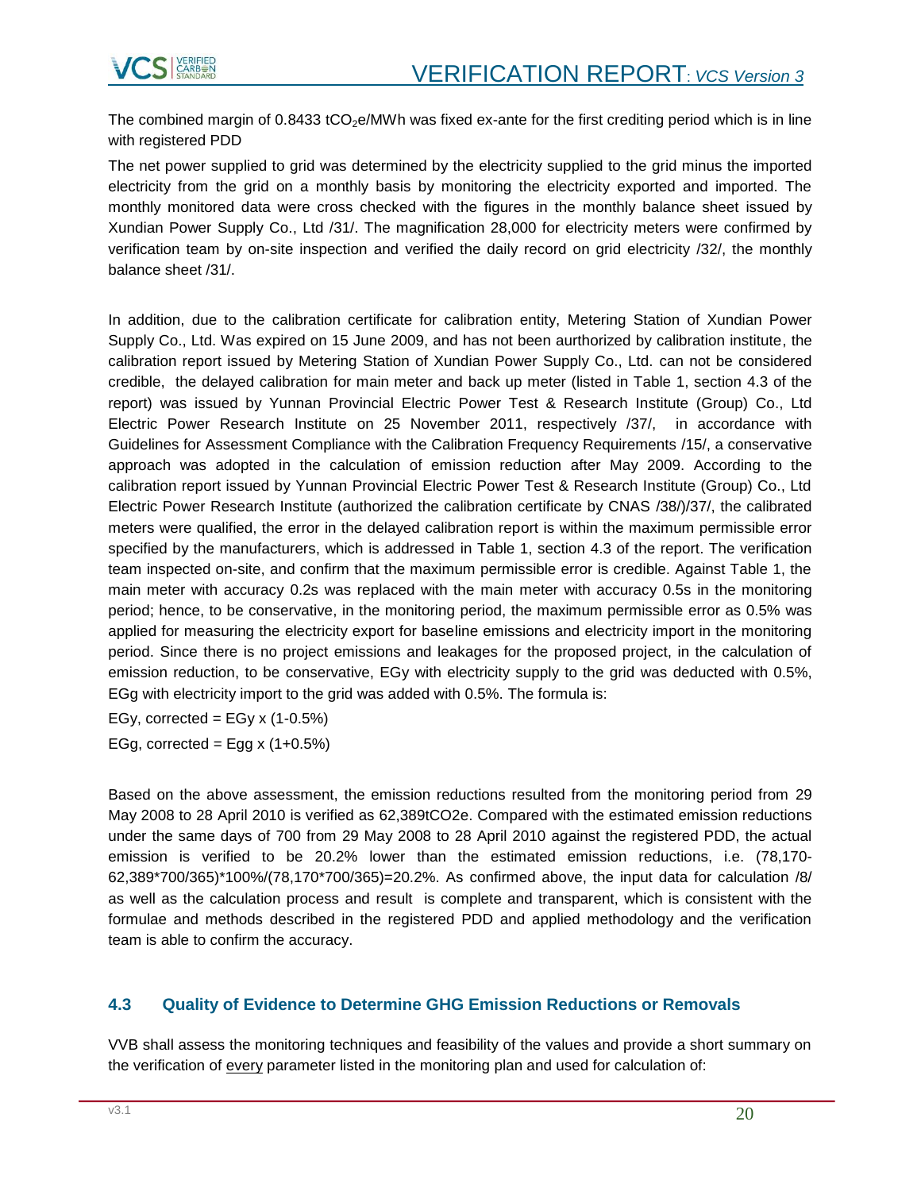The combined margin of 0.8433 $tCO_2e/MWh$ was fixed ex-ante for the first crediting period which is in line with registered PDD

The net power supplied to grid was determined by the electricity supplied to the grid minus the imported electricity from the grid on a monthly basis by monitoring the electricity exported and imported. The monthly monitored data were cross checked with the figures in the monthly balance sheet issued by Xundian Power Supply Co., Ltd /31/. The magnification 28,000 for electricity meters were confirmed by verification team by on-site inspection and verified the daily record on grid electricity /32/, the monthly balance sheet /31/.

In addition, due to the calibration certificate for calibration entity, Metering Station of Xundian Power Supply Co., Ltd. Was expired on 15 June 2009, and has not been aurthorized by calibration institute, the calibration report issued by Metering Station of Xundian Power Supply Co., Ltd. can not be considered credible, the delayed calibration for main meter and back up meter (listed in Table 1, section 4.3 of the report) was issued by Yunnan Provincial Electric Power Test & Research Institute (Group) Co., Ltd Electric Power Research Institute on 25 November 2011, respectively /37/, in accordance with Guidelines for Assessment Compliance with the Calibration Frequency Requirements /15/, a conservative approach was adopted in the calculation of emission reduction after May 2009. According to the calibration report issued by Yunnan Provincial Electric Power Test & Research Institute (Group) Co., Ltd Electric Power Research Institute (authorized the calibration certificate by CNAS /38/)/37/, the calibrated meters were qualified, the error in the delayed calibration report is within the maximum permissible error specified by the manufacturers, which is addressed in Table 1, section 4.3 of the report. The verification team inspected on-site, and confirm that the maximum permissible error is credible. Against Table 1, the main meter with accuracy 0.2s was replaced with the main meter with accuracy 0.5s in the monitoring period; hence, to be conservative, in the monitoring period, the maximum permissible error as 0.5% was applied for measuring the electricity export for baseline emissions and electricity import in the monitoring period. Since there is no project emissions and leakages for the proposed project, in the calculation of emission reduction, to be conservative, EGy with electricity supply to the grid was deducted with 0.5%, EGg with electricity import to the grid was added with 0.5%. The formula is:

EGy, corrected = EGy x (1-0.5%)

EGg, corrected = Egg x (1+0.5%)

Based on the above assessment, the emission reductions resulted from the monitoring period from 29 May 2008 to 28 April 2010 is verified as 62,389tCO2e. Compared with the estimated emission reductions under the same days of 700 from 29 May 2008 to 28 April 2010 against the registered PDD, the actual emission is verified to be 20.2% lower than the estimated emission reductions, i.e. (78,170-62,389*700/365)*100%/(78,170*700/365)=20.2%. As confirmed above, the input data for calculation /8/ as well as the calculation process and result is complete and transparent, which is consistent with the formulae and methods described in the registered PDD and applied methodology and the verification team is able to confirm the accuracy.

### 4.3 Quality of Evidence to Determine GHG Emission Reductions or Removals

VVB shall assess the monitoring techniques and feasibility of the values and provide a short summary on the verification of every parameter listed in the monitoring plan and used for calculation of: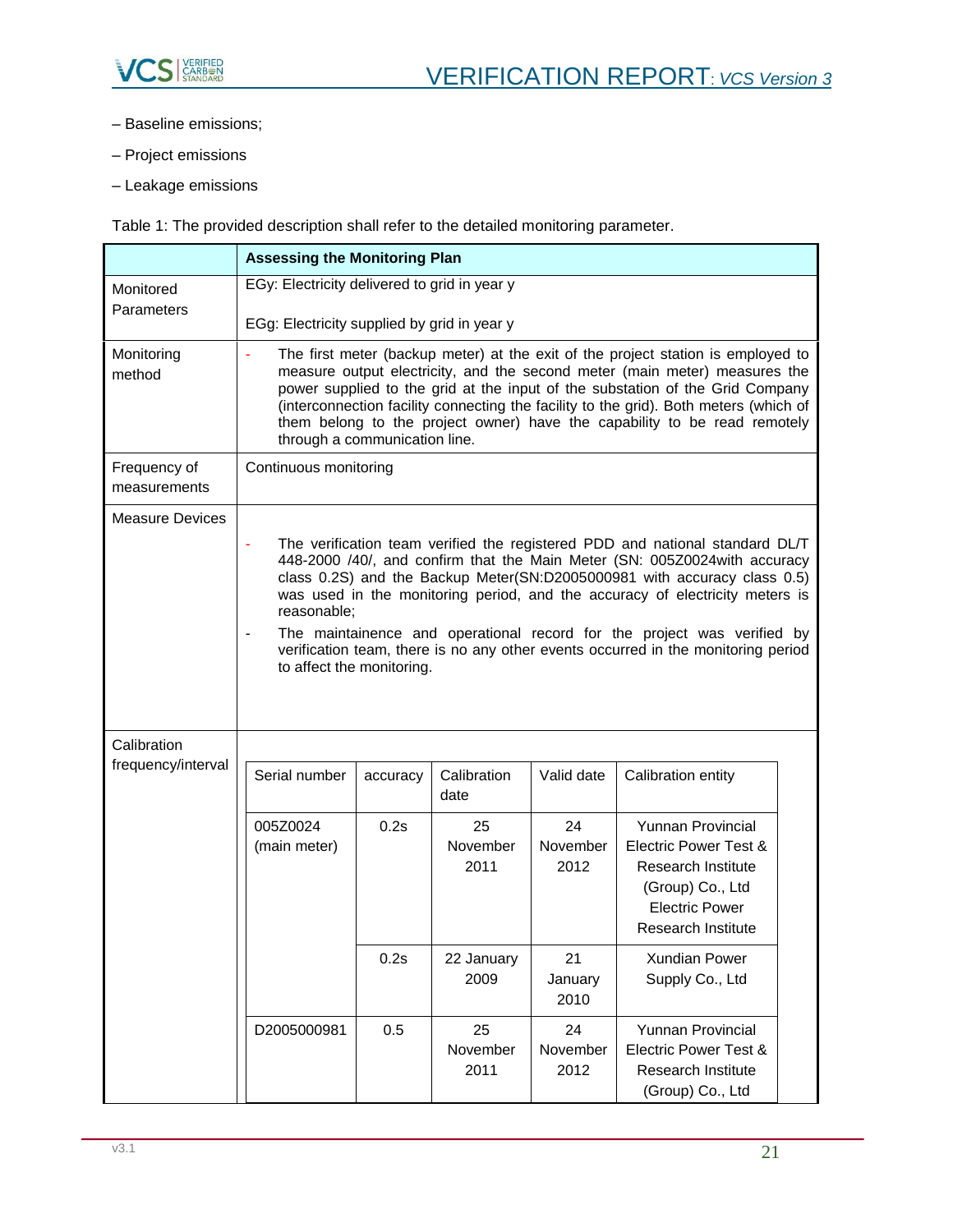– Baseline emissions;

– Project emissions

– Leakage emissions

Table 1: The provided description shall refer to the detailed monitoring parameter.

| | **Assessing the Monitoring Plan** |
|---|---|
| Monitored Parameters | EGy: Electricity delivered to grid in year y<br><br>EGg: Electricity supplied by grid in year y |
| Monitoring method | - The first meter (backup meter) at the exit of the project station is employed to measure output electricity, and the second meter (main meter) measures the power supplied to the grid at the input of the substation of the Grid Company (interconnection facility connecting the facility to the grid). Both meters (which of them belong to the project owner) have the capability to be read remotely through a communication line. |
| Frequency of measurements | Continuous monitoring |
| Measure Devices | - The verification team verified the registered PDD and national standard DL/T 448-2000 /40/, and confirm that the Main Meter (SN: 005Z0024with accuracy class 0.2S) and the Backup Meter(SN:D2005000981 with accuracy class 0.5) was used in the monitoring period, and the accuracy of electricity meters is reasonable;<br>- The maintainence and operational record for the project was verified by verification team, there is no any other events occurred in the monitoring period to affect the monitoring. |
| Calibration frequency/interval | (see calibration table below) |

| Serial number | accuracy | Calibration date | Valid date | Calibration entity |
|---|---|---|---|---|
| 005Z0024 (main meter) | 0.2s | 25 November 2011 | 24 November 2012 | Yunnan Provincial Electric Power Test & Research Institute (Group) Co., Ltd Electric Power Research Institute |
| | 0.2s | 22 January 2009 | 21 January 2010 | Xundian Power Supply Co., Ltd |
| D2005000981 | 0.5 | 25 November 2011 | 24 November 2012 | Yunnan Provincial Electric Power Test & Research Institute (Group) Co., Ltd |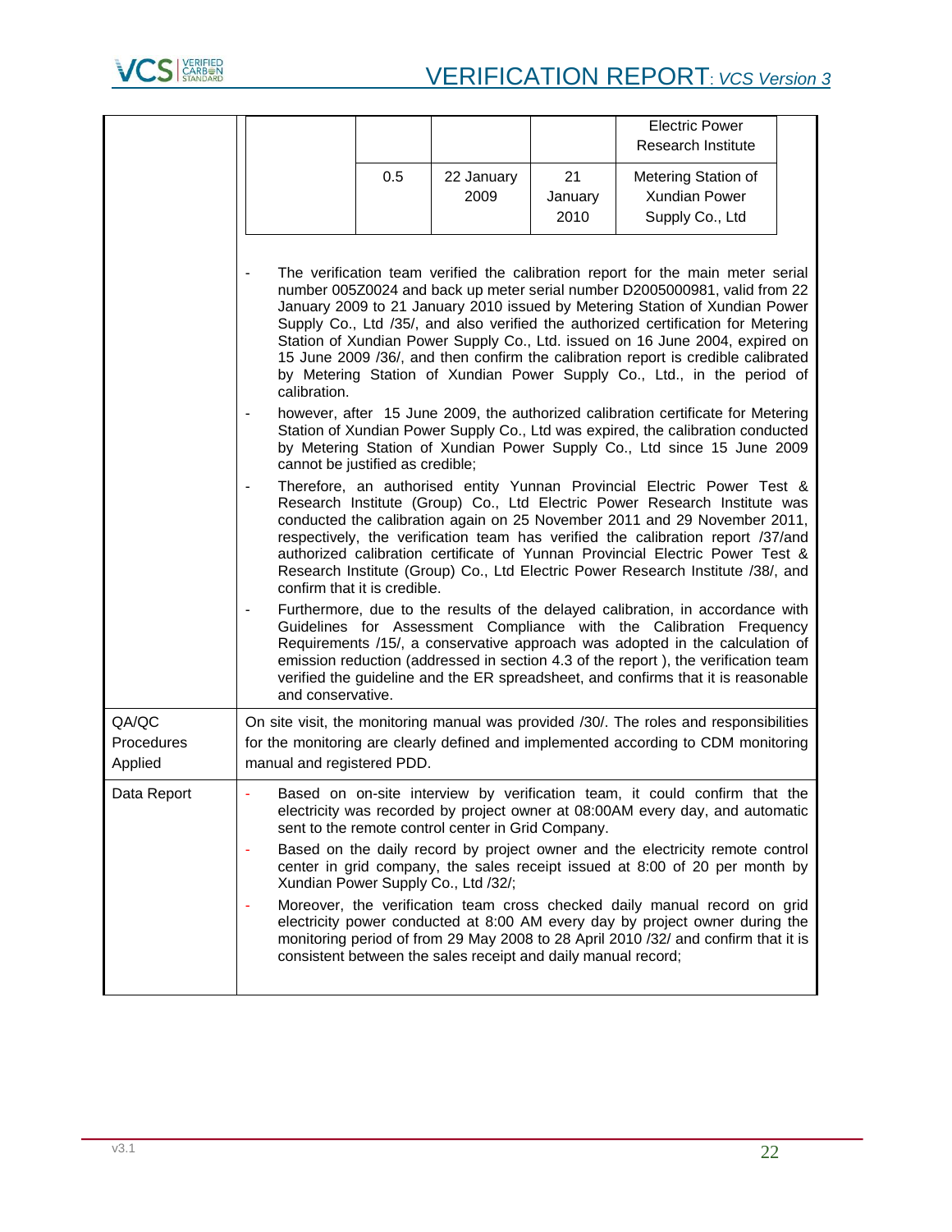| | | | | |
|---|---|---|---|---|
| | | | | Electric Power Research Institute |
| | 0.5 | 22 January 2009 | 21 January 2010 | Metering Station of Xundian Power Supply Co., Ltd |

| | |
|---|---|
| | - The verification team verified the calibration report for the main meter serial number 005Z0024 and back up meter serial number D2005000981, valid from 22 January 2009 to 21 January 2010 issued by Metering Station of Xundian Power Supply Co., Ltd /35/, and also verified the authorized certification for Metering Station of Xundian Power Supply Co., Ltd. issued on 16 June 2004, expired on 15 June 2009 /36/, and then confirm the calibration report is credible calibrated by Metering Station of Xundian Power Supply Co., Ltd., in the period of calibration.<br>- however, after 15 June 2009, the authorized calibration certificate for Metering Station of Xundian Power Supply Co., Ltd was expired, the calibration conducted by Metering Station of Xundian Power Supply Co., Ltd since 15 June 2009 cannot be justified as credible;<br>- Therefore, an authorised entity Yunnan Provincial Electric Power Test & Research Institute (Group) Co., Ltd Electric Power Research Institute was conducted the calibration again on 25 November 2011 and 29 November 2011, respectively, the verification team has verified the calibration report /37/and authorized calibration certificate of Yunnan Provincial Electric Power Test & Research Institute (Group) Co., Ltd Electric Power Research Institute /38/, and confirm that it is credible.<br>- Furthermore, due to the results of the delayed calibration, in accordance with Guidelines for Assessment Compliance with the Calibration Frequency Requirements /15/, a conservative approach was adopted in the calculation of emission reduction (addressed in section 4.3 of the report ), the verification team verified the guideline and the ER spreadsheet, and confirms that it is reasonable and conservative. |
| QA/QC Procedures Applied | On site visit, the monitoring manual was provided /30/. The roles and responsibilities for the monitoring are clearly defined and implemented according to CDM monitoring manual and registered PDD. |
| Data Report | - Based on on-site interview by verification team, it could confirm that the electricity was recorded by project owner at 08:00AM every day, and automatic sent to the remote control center in Grid Company.<br>- Based on the daily record by project owner and the electricity remote control center in grid company, the sales receipt issued at 8:00 of 20 per month by Xundian Power Supply Co., Ltd /32/;<br>- Moreover, the verification team cross checked daily manual record on grid electricity power conducted at 8:00 AM every day by project owner during the monitoring period of from 29 May 2008 to 28 April 2010 /32/ and confirm that it is consistent between the sales receipt and daily manual record; |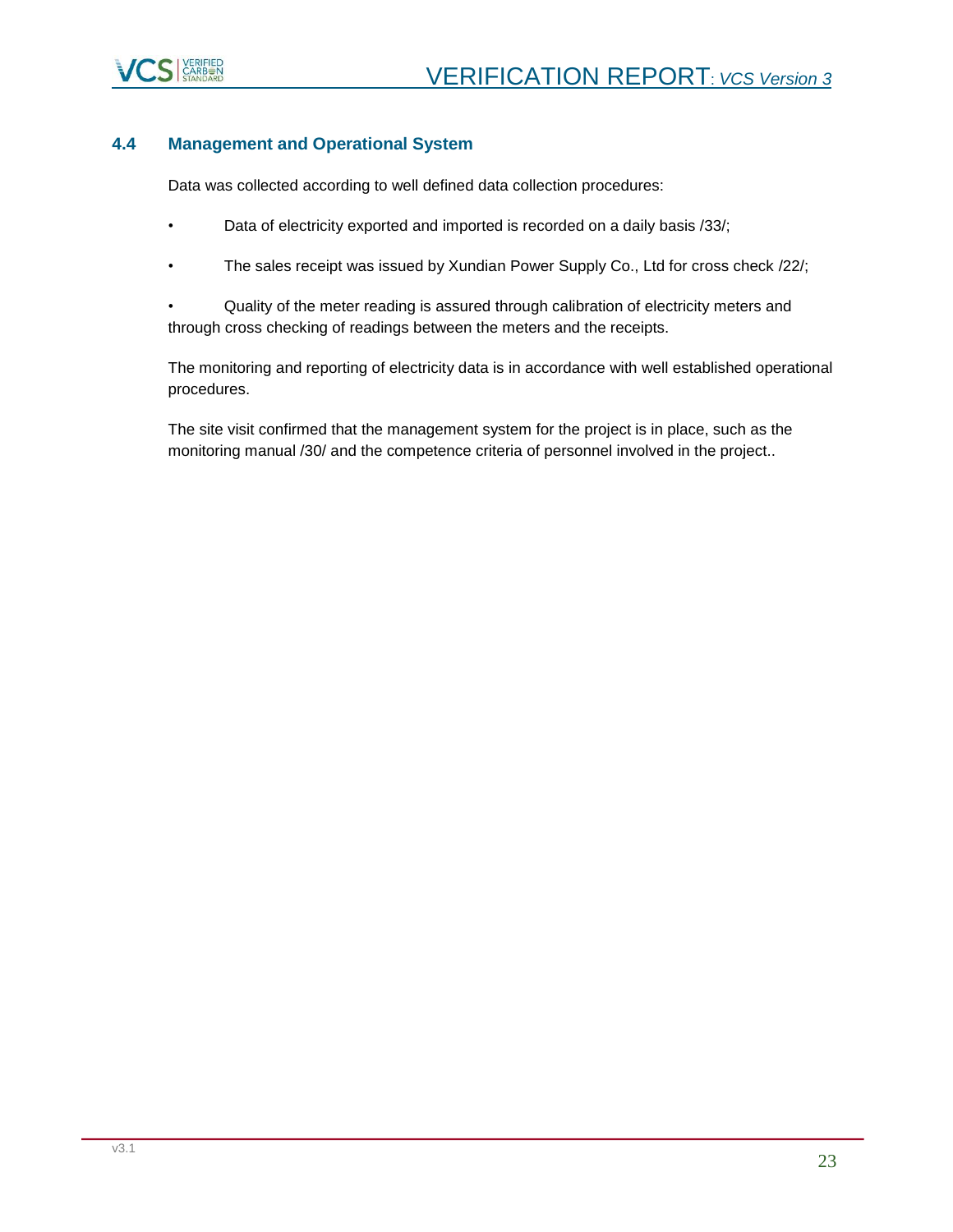## 4.4 Management and Operational System

Data was collected according to well defined data collection procedures:

- Data of electricity exported and imported is recorded on a daily basis /33/;
- The sales receipt was issued by Xundian Power Supply Co., Ltd for cross check /22/;
- Quality of the meter reading is assured through calibration of electricity meters and through cross checking of readings between the meters and the receipts.

The monitoring and reporting of electricity data is in accordance with well established operational procedures.

The site visit confirmed that the management system for the project is in place, such as the monitoring manual /30/ and the competence criteria of personnel involved in the project..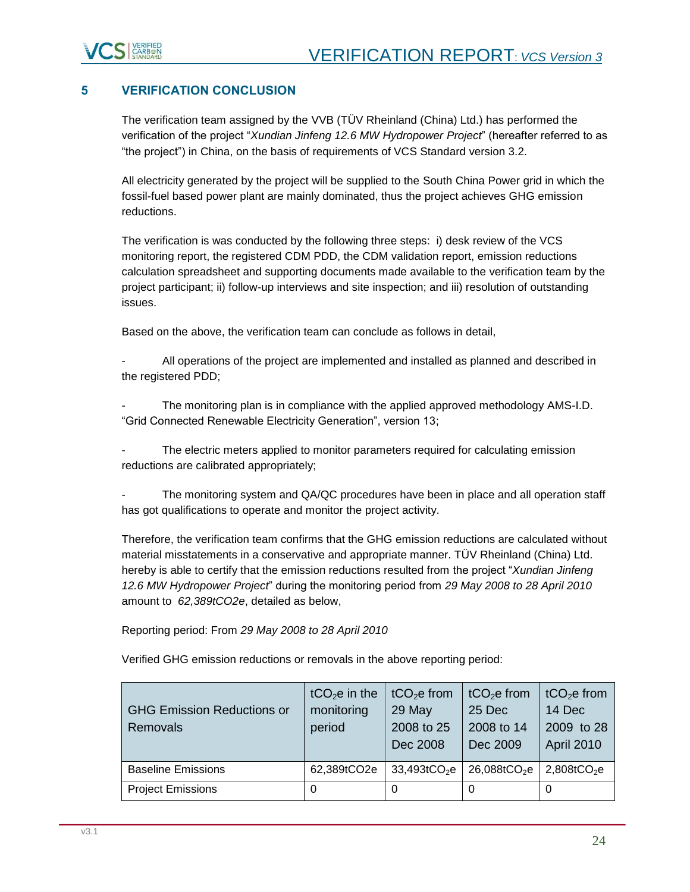## 5 VERIFICATION CONCLUSION

The verification team assigned by the VVB (TÜV Rheinland (China) Ltd.) has performed the verification of the project "*Xundian Jinfeng 12.6 MW Hydropower Project*" (hereafter referred to as "the project") in China, on the basis of requirements of VCS Standard version 3.2.

All electricity generated by the project will be supplied to the South China Power grid in which the fossil-fuel based power plant are mainly dominated, thus the project achieves GHG emission reductions.

The verification is was conducted by the following three steps: i) desk review of the VCS monitoring report, the registered CDM PDD, the CDM validation report, emission reductions calculation spreadsheet and supporting documents made available to the verification team by the project participant; ii) follow-up interviews and site inspection; and iii) resolution of outstanding issues.

Based on the above, the verification team can conclude as follows in detail,

- All operations of the project are implemented and installed as planned and described in the registered PDD;
- The monitoring plan is in compliance with the applied approved methodology AMS-I.D. "Grid Connected Renewable Electricity Generation", version 13;
- The electric meters applied to monitor parameters required for calculating emission reductions are calibrated appropriately;
- The monitoring system and QA/QC procedures have been in place and all operation staff has got qualifications to operate and monitor the project activity.

Therefore, the verification team confirms that the GHG emission reductions are calculated without material misstatements in a conservative and appropriate manner. TÜV Rheinland (China) Ltd. hereby is able to certify that the emission reductions resulted from the project "*Xundian Jinfeng 12.6 MW Hydropower Project*" during the monitoring period from *29 May 2008 to 28 April 2010* amount to *62,389tCO2e*, detailed as below,

Reporting period: From *29 May 2008 to 28 April 2010*

Verified GHG emission reductions or removals in the above reporting period:

| GHG Emission Reductions or Removals | $tCO_2e$ in the monitoring period | $tCO_2e$ from 29 May 2008 to 25 Dec 2008 | $tCO_2e$ from 25 Dec 2008 to 14 Dec 2009 | $tCO_2e$ from 14 Dec 2009 to 28 April 2010 |
|---|---|---|---|---|
| Baseline Emissions | 62,389tCO2e | 33,493$tCO_2e$ | 26,088$tCO_2e$ | 2,808$tCO_2e$ |
| Project Emissions | 0 | 0 | 0 | 0 |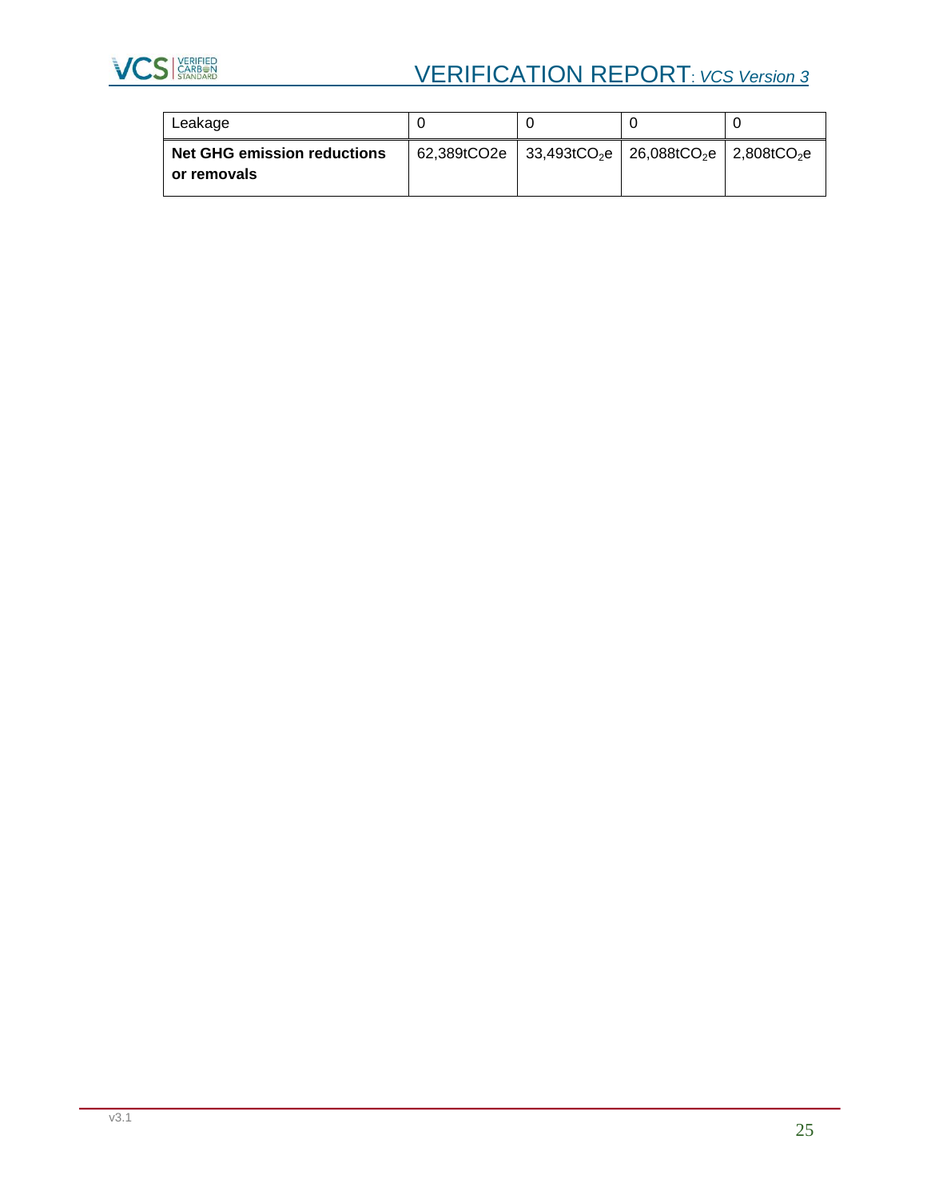| Leakage | 0 | 0 | 0 | 0 |
|---|---|---|---|---|
| **Net GHG emission reductions or removals** | 62,389tCO2e | 33,493t$CO_2$e | 26,088t$CO_2$e | 2,808t$CO_2$e |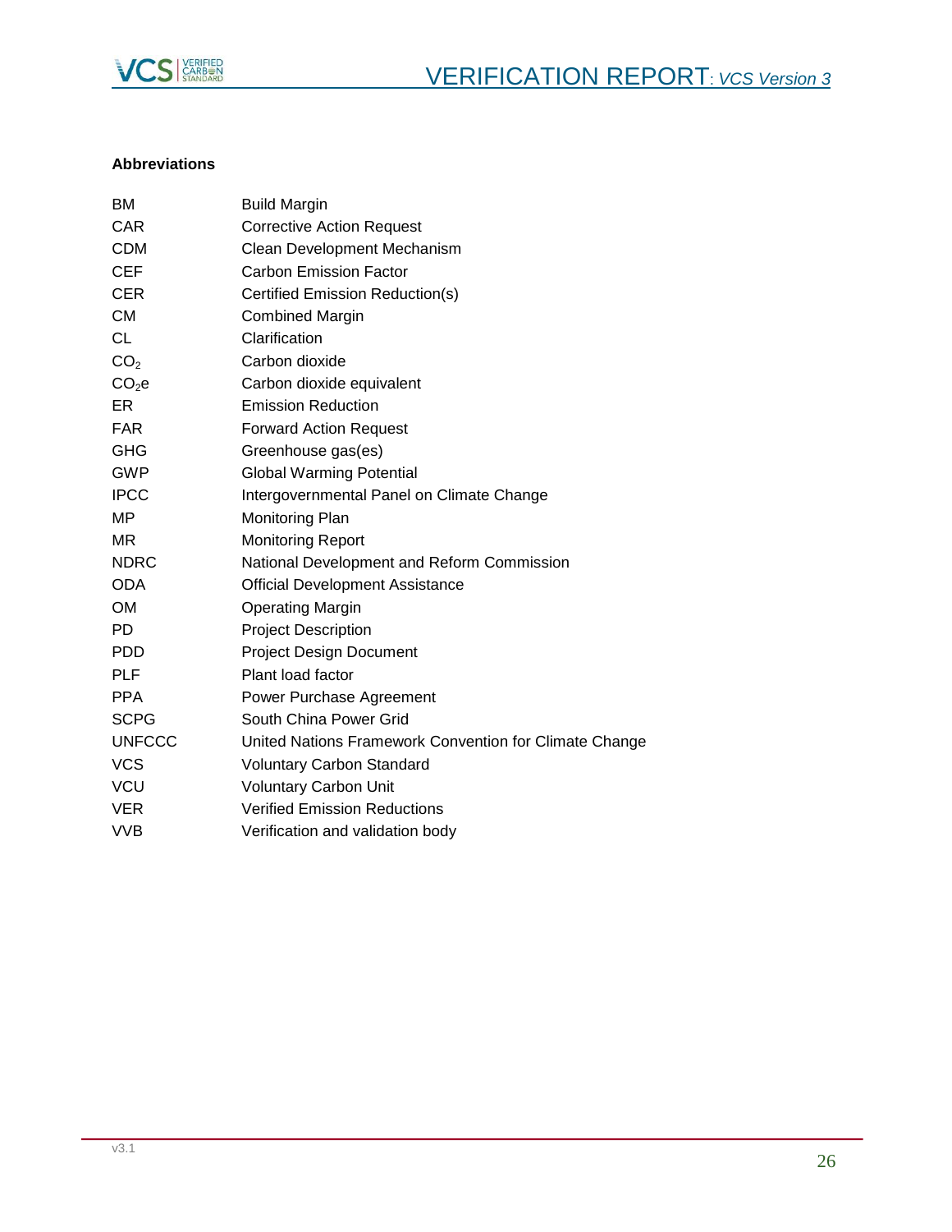**Abbreviations**

| | |
|---|---|
| BM | Build Margin |
| CAR | Corrective Action Request |
| CDM | Clean Development Mechanism |
| CEF | Carbon Emission Factor |
| CER | Certified Emission Reduction(s) |
| CM | Combined Margin |
| CL | Clarification |
| $CO_2$ | Carbon dioxide |
| $CO_2e$ | Carbon dioxide equivalent |
| ER | Emission Reduction |
| FAR | Forward Action Request |
| GHG | Greenhouse gas(es) |
| GWP | Global Warming Potential |
| IPCC | Intergovernmental Panel on Climate Change |
| MP | Monitoring Plan |
| MR | Monitoring Report |
| NDRC | National Development and Reform Commission |
| ODA | Official Development Assistance |
| OM | Operating Margin |
| PD | Project Description |
| PDD | Project Design Document |
| PLF | Plant load factor |
| PPA | Power Purchase Agreement |
| SCPG | South China Power Grid |
| UNFCCC | United Nations Framework Convention for Climate Change |
| VCS | Voluntary Carbon Standard |
| VCU | Voluntary Carbon Unit |
| VER | Verified Emission Reductions |
| VVB | Verification and validation body |